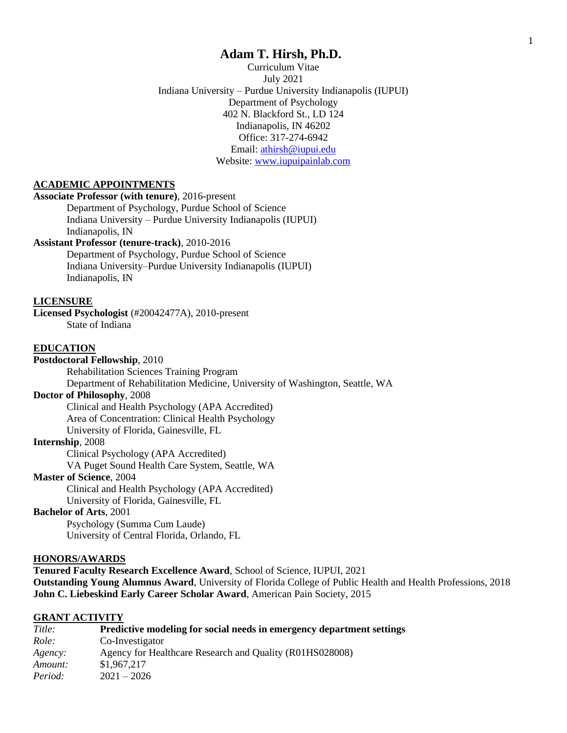# Adam T. Hirsh, Ph.D.

Curriculum Vitae
July 2021
Indiana University – Purdue University Indianapolis (IUPUI)
Department of Psychology
402 N. Blackford St., LD 124
Indianapolis, IN 46202
Office: 317-274-6942
Email: athirsh@iupui.edu
Website: www.iupuipainlab.com

## ACADEMIC APPOINTMENTS

**Associate Professor (with tenure)**, 2016-present
Department of Psychology, Purdue School of Science
Indiana University – Purdue University Indianapolis (IUPUI)
Indianapolis, IN

**Assistant Professor (tenure-track)**, 2010-2016
Department of Psychology, Purdue School of Science
Indiana University–Purdue University Indianapolis (IUPUI)
Indianapolis, IN

## LICENSURE

**Licensed Psychologist** (#20042477A), 2010-present
State of Indiana

## EDUCATION

**Postdoctoral Fellowship**, 2010
Rehabilitation Sciences Training Program
Department of Rehabilitation Medicine, University of Washington, Seattle, WA

**Doctor of Philosophy**, 2008
Clinical and Health Psychology (APA Accredited)
Area of Concentration: Clinical Health Psychology
University of Florida, Gainesville, FL

**Internship**, 2008
Clinical Psychology (APA Accredited)
VA Puget Sound Health Care System, Seattle, WA

**Master of Science**, 2004
Clinical and Health Psychology (APA Accredited)
University of Florida, Gainesville, FL

**Bachelor of Arts**, 2001
Psychology (Summa Cum Laude)
University of Central Florida, Orlando, FL

## HONORS/AWARDS

**Tenured Faculty Research Excellence Award**, School of Science, IUPUI, 2021
**Outstanding Young Alumnus Award**, University of Florida College of Public Health and Health Professions, 2018
**John C. Liebeskind Early Career Scholar Award**, American Pain Society, 2015

## GRANT ACTIVITY

*Title:* **Predictive modeling for social needs in emergency department settings**
*Role:* Co-Investigator
*Agency:* Agency for Healthcare Research and Quality (R01HS028008)
*Amount:* $1,967,217
*Period:* 2021 – 2026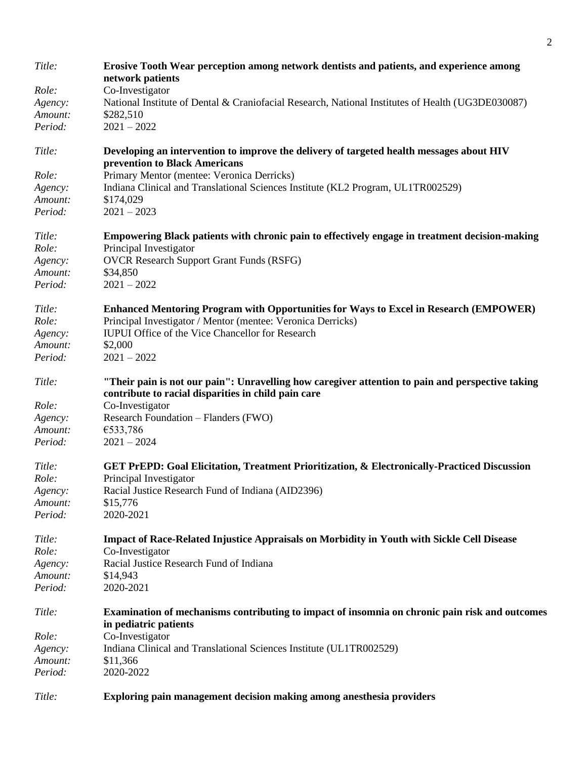*Title:* **Erosive Tooth Wear perception among network dentists and patients, and experience among network patients**
*Role:* Co-Investigator
*Agency:* National Institute of Dental & Craniofacial Research, National Institutes of Health (UG3DE030087)
*Amount:* $282,510
*Period:* 2021 – 2022

*Title:* **Developing an intervention to improve the delivery of targeted health messages about HIV prevention to Black Americans**
*Role:* Primary Mentor (mentee: Veronica Derricks)
*Agency:* Indiana Clinical and Translational Sciences Institute (KL2 Program, UL1TR002529)
*Amount:* $174,029
*Period:* 2021 – 2023

*Title:* **Empowering Black patients with chronic pain to effectively engage in treatment decision-making**
*Role:* Principal Investigator
*Agency:* OVCR Research Support Grant Funds (RSFG)
*Amount:* $34,850
*Period:* 2021 – 2022

*Title:* **Enhanced Mentoring Program with Opportunities for Ways to Excel in Research (EMPOWER)**
*Role:* Principal Investigator / Mentor (mentee: Veronica Derricks)
*Agency:* IUPUI Office of the Vice Chancellor for Research
*Amount:* $2,000
*Period:* 2021 – 2022

*Title:* **"Their pain is not our pain": Unravelling how caregiver attention to pain and perspective taking contribute to racial disparities in child pain care**
*Role:* Co-Investigator
*Agency:* Research Foundation – Flanders (FWO)
*Amount:* €533,786
*Period:* 2021 – 2024

*Title:* **GET PrEPD: Goal Elicitation, Treatment Prioritization, & Electronically-Practiced Discussion**
*Role:* Principal Investigator
*Agency:* Racial Justice Research Fund of Indiana (AID2396)
*Amount:* $15,776
*Period:* 2020-2021

*Title:* **Impact of Race-Related Injustice Appraisals on Morbidity in Youth with Sickle Cell Disease**
*Role:* Co-Investigator
*Agency:* Racial Justice Research Fund of Indiana
*Amount:* $14,943
*Period:* 2020-2021

*Title:* **Examination of mechanisms contributing to impact of insomnia on chronic pain risk and outcomes in pediatric patients**
*Role:* Co-Investigator
*Agency:* Indiana Clinical and Translational Sciences Institute (UL1TR002529)
*Amount:* $11,366
*Period:* 2020-2022

*Title:* **Exploring pain management decision making among anesthesia providers**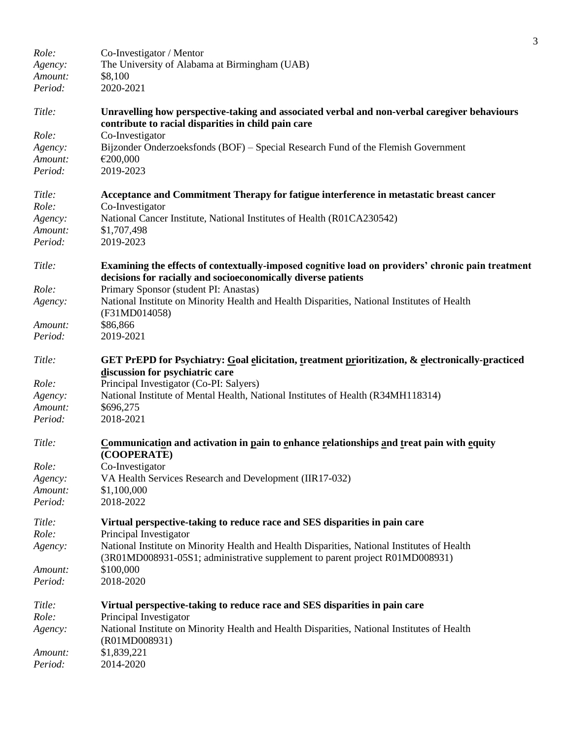*Role:* Co-Investigator / Mentor
*Agency:* The University of Alabama at Birmingham (UAB)
*Amount:* $8,100
*Period:* 2020-2021

*Title:* **Unravelling how perspective-taking and associated verbal and non-verbal caregiver behaviours contribute to racial disparities in child pain care**
*Role:* Co-Investigator
*Agency:* Bijzonder Onderzoeksfonds (BOF) – Special Research Fund of the Flemish Government
*Amount:* €200,000
*Period:* 2019-2023

*Title:* **Acceptance and Commitment Therapy for fatigue interference in metastatic breast cancer**
*Role:* Co-Investigator
*Agency:* National Cancer Institute, National Institutes of Health (R01CA230542)
*Amount:* $1,707,498
*Period:* 2019-2023

*Title:* **Examining the effects of contextually-imposed cognitive load on providers' chronic pain treatment decisions for racially and socioeconomically diverse patients**
*Role:* Primary Sponsor (student PI: Anastas)
*Agency:* National Institute on Minority Health and Health Disparities, National Institutes of Health (F31MD014058)
*Amount:* $86,866
*Period:* 2019-2021

*Title:* **GET PrEPD for Psychiatry: Goal elicitation, treatment prioritization, & electronically-practiced discussion for psychiatric care**
*Role:* Principal Investigator (Co-PI: Salyers)
*Agency:* National Institute of Mental Health, National Institutes of Health (R34MH118314)
*Amount:* $696,275
*Period:* 2018-2021

*Title:* **Communication and activation in pain to enhance relationships and treat pain with equity (COOPERATE)**
*Role:* Co-Investigator
*Agency:* VA Health Services Research and Development (IIR17-032)
*Amount:* $1,100,000
*Period:* 2018-2022

*Title:* **Virtual perspective-taking to reduce race and SES disparities in pain care**
*Role:* Principal Investigator
*Agency:* National Institute on Minority Health and Health Disparities, National Institutes of Health (3R01MD008931-05S1; administrative supplement to parent project R01MD008931)
*Amount:* $100,000
*Period:* 2018-2020

*Title:* **Virtual perspective-taking to reduce race and SES disparities in pain care**
*Role:* Principal Investigator
*Agency:* National Institute on Minority Health and Health Disparities, National Institutes of Health (R01MD008931)
*Amount:* $1,839,221
*Period:* 2014-2020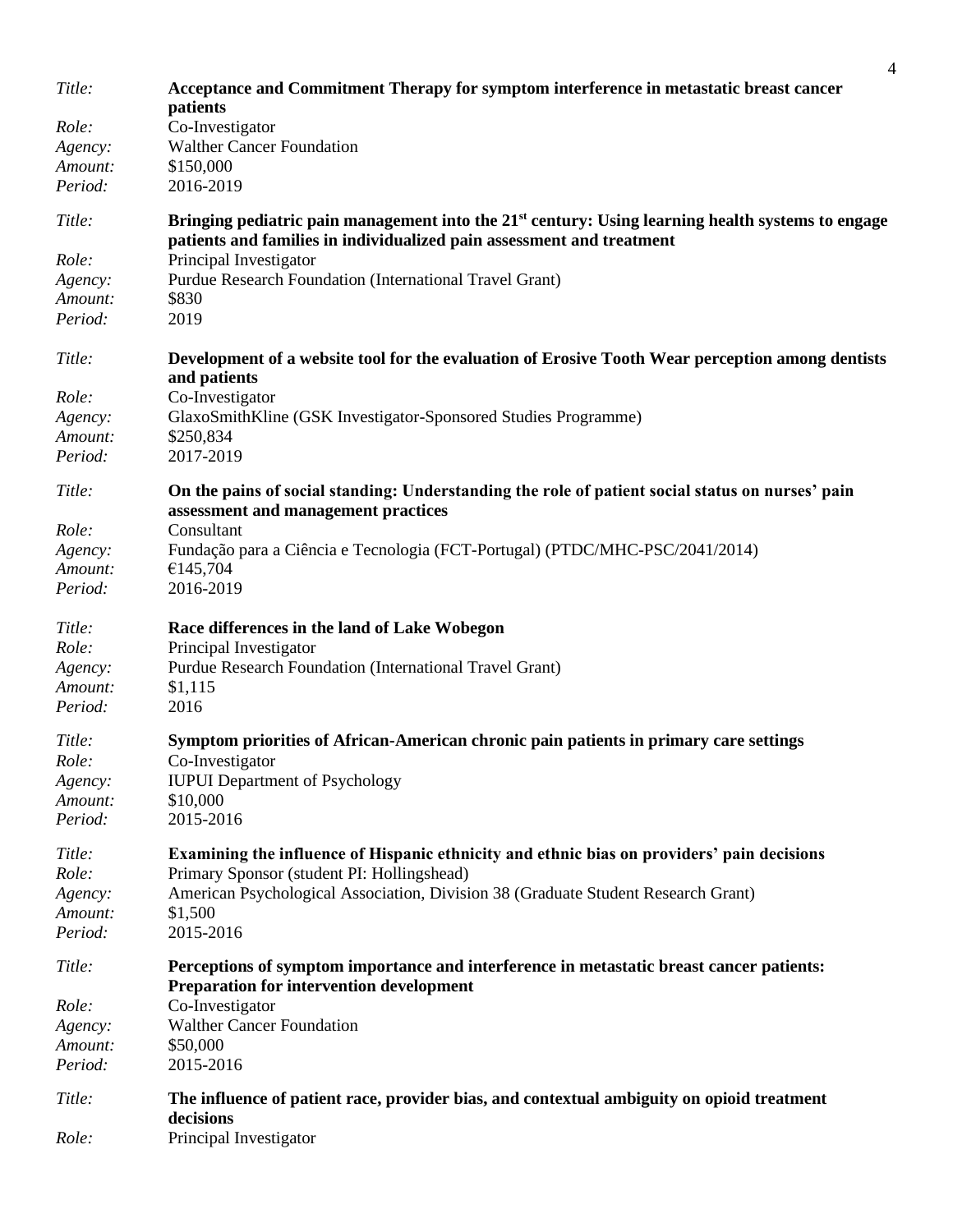*Title:* **Acceptance and Commitment Therapy for symptom interference in metastatic breast cancer patients**
*Role:* Co-Investigator
*Agency:* Walther Cancer Foundation
*Amount:* $150,000
*Period:* 2016-2019

*Title:* **Bringing pediatric pain management into the 21st century: Using learning health systems to engage patients and families in individualized pain assessment and treatment**
*Role:* Principal Investigator
*Agency:* Purdue Research Foundation (International Travel Grant)
*Amount:* $830
*Period:* 2019

*Title:* **Development of a website tool for the evaluation of Erosive Tooth Wear perception among dentists and patients**
*Role:* Co-Investigator
*Agency:* GlaxoSmithKline (GSK Investigator-Sponsored Studies Programme)
*Amount:* $250,834
*Period:* 2017-2019

*Title:* **On the pains of social standing: Understanding the role of patient social status on nurses' pain assessment and management practices**
*Role:* Consultant
*Agency:* Fundação para a Ciência e Tecnologia (FCT-Portugal) (PTDC/MHC-PSC/2041/2014)
*Amount:* €145,704
*Period:* 2016-2019

*Title:* **Race differences in the land of Lake Wobegon**
*Role:* Principal Investigator
*Agency:* Purdue Research Foundation (International Travel Grant)
*Amount:* $1,115
*Period:* 2016

*Title:* **Symptom priorities of African-American chronic pain patients in primary care settings**
*Role:* Co-Investigator
*Agency:* IUPUI Department of Psychology
*Amount:* $10,000
*Period:* 2015-2016

*Title:* **Examining the influence of Hispanic ethnicity and ethnic bias on providers' pain decisions**
*Role:* Primary Sponsor (student PI: Hollingshead)
*Agency:* American Psychological Association, Division 38 (Graduate Student Research Grant)
*Amount:* $1,500
*Period:* 2015-2016

*Title:* **Perceptions of symptom importance and interference in metastatic breast cancer patients: Preparation for intervention development**
*Role:* Co-Investigator
*Agency:* Walther Cancer Foundation
*Amount:* $50,000
*Period:* 2015-2016

*Title:* **The influence of patient race, provider bias, and contextual ambiguity on opioid treatment decisions**
*Role:* Principal Investigator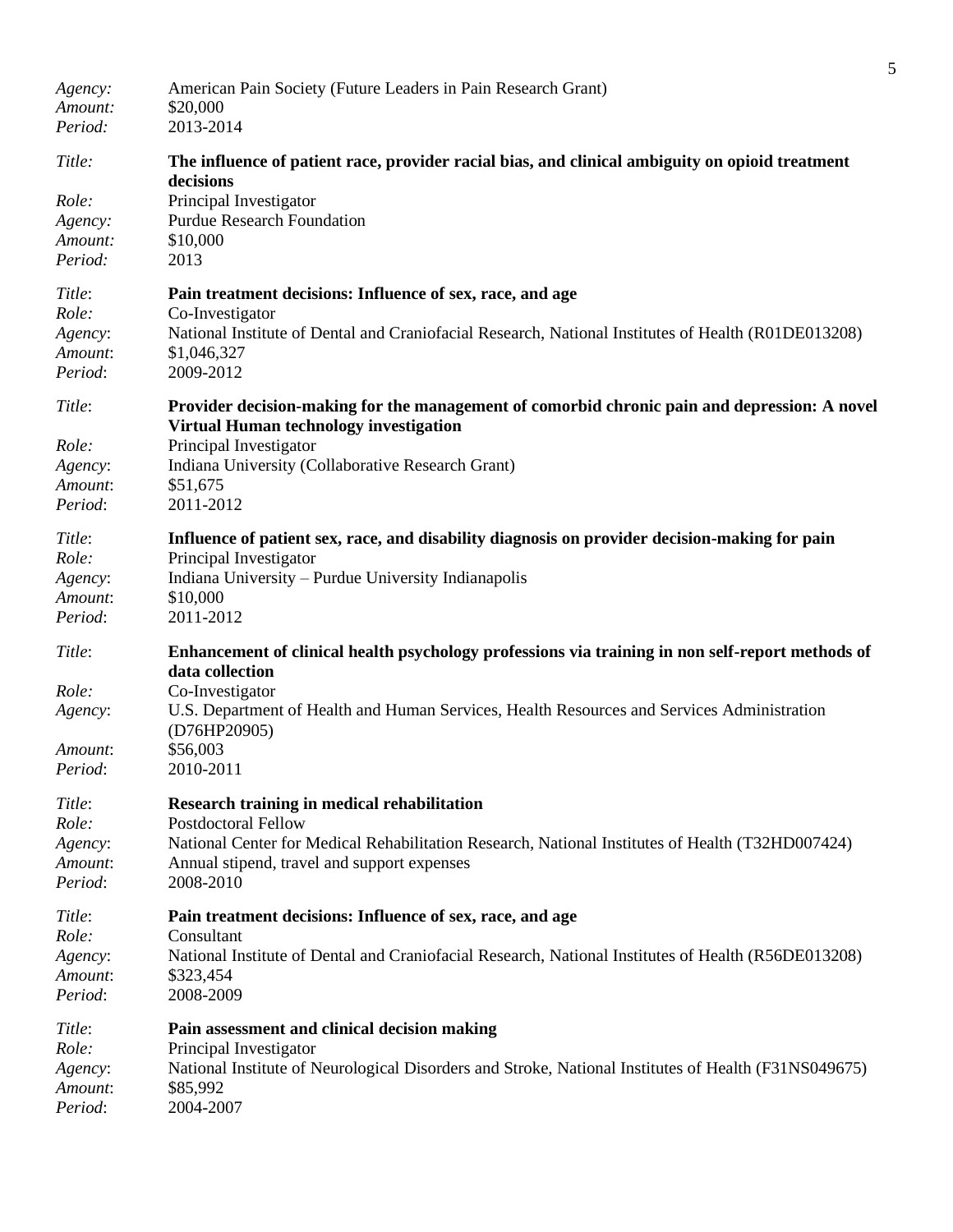*Agency:* American Pain Society (Future Leaders in Pain Research Grant)
*Amount:* \$20,000
*Period:* 2013-2014

*Title:* **The influence of patient race, provider racial bias, and clinical ambiguity on opioid treatment decisions**
*Role:* Principal Investigator
*Agency:* Purdue Research Foundation
*Amount:* \$10,000
*Period:* 2013

*Title*: **Pain treatment decisions: Influence of sex, race, and age**
*Role:* Co-Investigator
*Agency*: National Institute of Dental and Craniofacial Research, National Institutes of Health (R01DE013208)
*Amount*: \$1,046,327
*Period*: 2009-2012

*Title*: **Provider decision-making for the management of comorbid chronic pain and depression: A novel Virtual Human technology investigation**
*Role:* Principal Investigator
*Agency*: Indiana University (Collaborative Research Grant)
*Amount*: \$51,675
*Period*: 2011-2012

*Title*: **Influence of patient sex, race, and disability diagnosis on provider decision-making for pain**
*Role*: Principal Investigator
*Agency*: Indiana University – Purdue University Indianapolis
*Amount*: \$10,000
*Period*: 2011-2012

*Title*: **Enhancement of clinical health psychology professions via training in non self-report methods of data collection**
*Role:* Co-Investigator
*Agency*: U.S. Department of Health and Human Services, Health Resources and Services Administration (D76HP20905)
*Amount*: \$56,003
*Period*: 2010-2011

*Title*: **Research training in medical rehabilitation**
*Role*: Postdoctoral Fellow
*Agency*: National Center for Medical Rehabilitation Research, National Institutes of Health (T32HD007424)
*Amount*: Annual stipend, travel and support expenses
*Period*: 2008-2010

*Title*: **Pain treatment decisions: Influence of sex, race, and age**
*Role*: Consultant
*Agency*: National Institute of Dental and Craniofacial Research, National Institutes of Health (R56DE013208)
*Amount*: \$323,454
*Period*: 2008-2009

*Title*: **Pain assessment and clinical decision making**
*Role*: Principal Investigator
*Agency*: National Institute of Neurological Disorders and Stroke, National Institutes of Health (F31NS049675)
*Amount*: \$85,992
*Period*: 2004-2007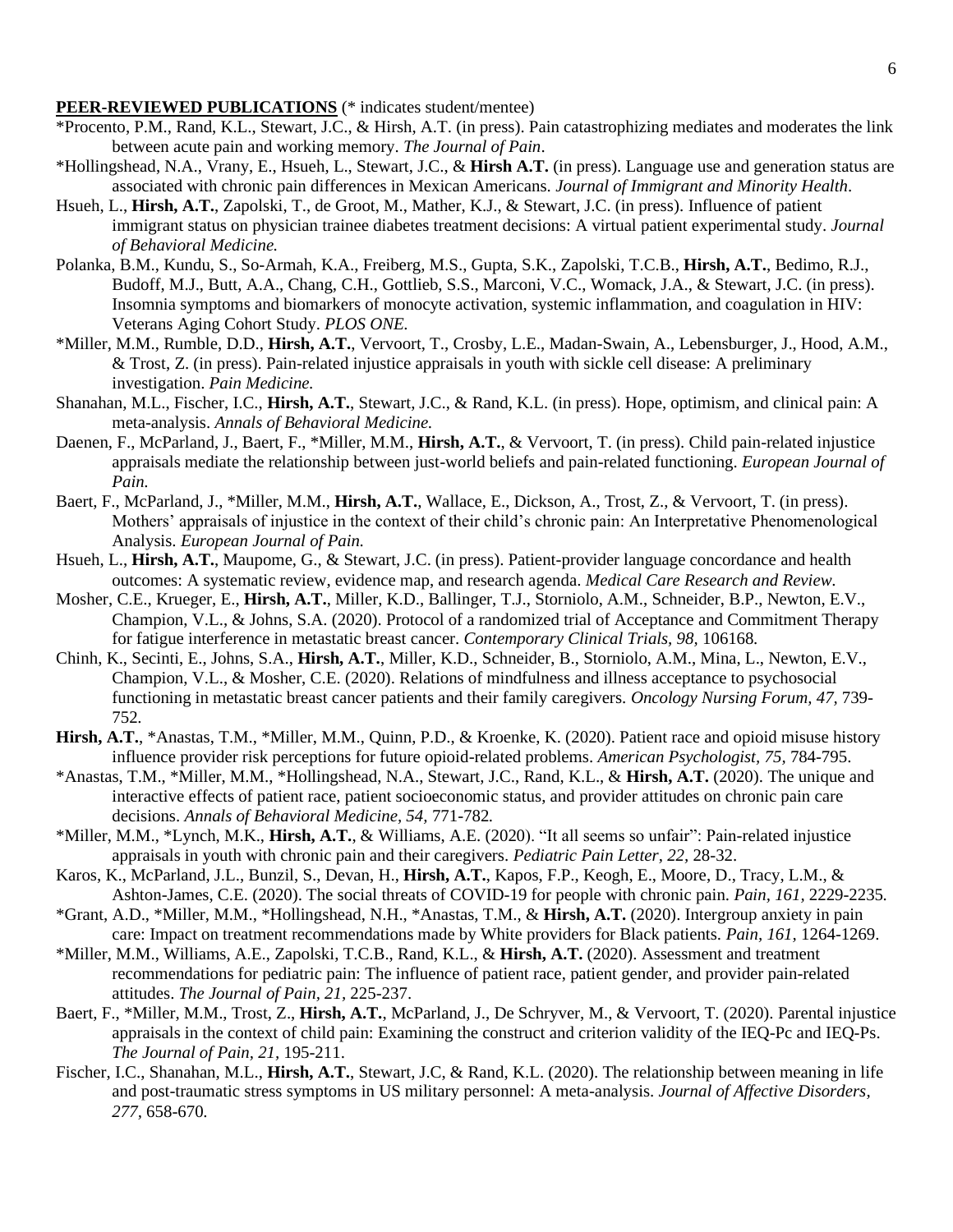**PEER-REVIEWED PUBLICATIONS** (* indicates student/mentee)

*Procento, P.M., Rand, K.L., Stewart, J.C., & Hirsh, A.T. (in press). Pain catastrophizing mediates and moderates the link between acute pain and working memory. *The Journal of Pain*.

*Hollingshead, N.A., Vrany, E., Hsueh, L., Stewart, J.C., & **Hirsh A.T.** (in press). Language use and generation status are associated with chronic pain differences in Mexican Americans. *Journal of Immigrant and Minority Health*.

Hsueh, L., **Hirsh, A.T.**, Zapolski, T., de Groot, M., Mather, K.J., & Stewart, J.C. (in press). Influence of patient immigrant status on physician trainee diabetes treatment decisions: A virtual patient experimental study. *Journal of Behavioral Medicine.*

Polanka, B.M., Kundu, S., So-Armah, K.A., Freiberg, M.S., Gupta, S.K., Zapolski, T.C.B., **Hirsh, A.T.**, Bedimo, R.J., Budoff, M.J., Butt, A.A., Chang, C.H., Gottlieb, S.S., Marconi, V.C., Womack, J.A., & Stewart, J.C. (in press). Insomnia symptoms and biomarkers of monocyte activation, systemic inflammation, and coagulation in HIV: Veterans Aging Cohort Study. *PLOS ONE.*

*Miller, M.M., Rumble, D.D., **Hirsh, A.T.**, Vervoort, T., Crosby, L.E., Madan-Swain, A., Lebensburger, J., Hood, A.M., & Trost, Z. (in press). Pain-related injustice appraisals in youth with sickle cell disease: A preliminary investigation. *Pain Medicine.*

Shanahan, M.L., Fischer, I.C., **Hirsh, A.T.**, Stewart, J.C., & Rand, K.L. (in press). Hope, optimism, and clinical pain: A meta-analysis. *Annals of Behavioral Medicine.*

Daenen, F., McParland, J., Baert, F., *Miller, M.M., **Hirsh, A.T.**, & Vervoort, T. (in press). Child pain-related injustice appraisals mediate the relationship between just-world beliefs and pain-related functioning. *European Journal of Pain.*

Baert, F., McParland, J., *Miller, M.M., **Hirsh, A.T.**, Wallace, E., Dickson, A., Trost, Z., & Vervoort, T. (in press). Mothers' appraisals of injustice in the context of their child's chronic pain: An Interpretative Phenomenological Analysis. *European Journal of Pain.*

Hsueh, L., **Hirsh, A.T.**, Maupome, G., & Stewart, J.C. (in press). Patient-provider language concordance and health outcomes: A systematic review, evidence map, and research agenda. *Medical Care Research and Review.*

Mosher, C.E., Krueger, E., **Hirsh, A.T.**, Miller, K.D., Ballinger, T.J., Storniolo, A.M., Schneider, B.P., Newton, E.V., Champion, V.L., & Johns, S.A. (2020). Protocol of a randomized trial of Acceptance and Commitment Therapy for fatigue interference in metastatic breast cancer. *Contemporary Clinical Trials, 98,* 106168.

Chinh, K., Secinti, E., Johns, S.A., **Hirsh, A.T.**, Miller, K.D., Schneider, B., Storniolo, A.M., Mina, L., Newton, E.V., Champion, V.L., & Mosher, C.E. (2020). Relations of mindfulness and illness acceptance to psychosocial functioning in metastatic breast cancer patients and their family caregivers. *Oncology Nursing Forum, 47,* 739-752.

**Hirsh, A.T.**, *Anastas, T.M., *Miller, M.M., Quinn, P.D., & Kroenke, K. (2020). Patient race and opioid misuse history influence provider risk perceptions for future opioid-related problems. *American Psychologist, 75,* 784-795.

*Anastas, T.M., *Miller, M.M., *Hollingshead, N.A., Stewart, J.C., Rand, K.L., & **Hirsh, A.T.** (2020). The unique and interactive effects of patient race, patient socioeconomic status, and provider attitudes on chronic pain care decisions. *Annals of Behavioral Medicine, 54,* 771-782.

*Miller, M.M., *Lynch, M.K., **Hirsh, A.T.**, & Williams, A.E. (2020). "It all seems so unfair": Pain-related injustice appraisals in youth with chronic pain and their caregivers. *Pediatric Pain Letter, 22,* 28-32.

Karos, K., McParland, J.L., Bunzil, S., Devan, H., **Hirsh, A.T.**, Kapos, F.P., Keogh, E., Moore, D., Tracy, L.M., & Ashton-James, C.E. (2020). The social threats of COVID-19 for people with chronic pain. *Pain, 161,* 2229-2235.

*Grant, A.D., *Miller, M.M., *Hollingshead, N.H., *Anastas, T.M., & **Hirsh, A.T.** (2020). Intergroup anxiety in pain care: Impact on treatment recommendations made by White providers for Black patients. *Pain, 161,* 1264-1269.

*Miller, M.M., Williams, A.E., Zapolski, T.C.B., Rand, K.L., & **Hirsh, A.T.** (2020). Assessment and treatment recommendations for pediatric pain: The influence of patient race, patient gender, and provider pain-related attitudes. *The Journal of Pain, 21,* 225-237.

Baert, F., *Miller, M.M., Trost, Z., **Hirsh, A.T.**, McParland, J., De Schryver, M., & Vervoort, T. (2020). Parental injustice appraisals in the context of child pain: Examining the construct and criterion validity of the IEQ-Pc and IEQ-Ps. *The Journal of Pain, 21,* 195-211.

Fischer, I.C., Shanahan, M.L., **Hirsh, A.T.**, Stewart, J.C, & Rand, K.L. (2020). The relationship between meaning in life and post-traumatic stress symptoms in US military personnel: A meta-analysis. *Journal of Affective Disorders, 277,* 658-670.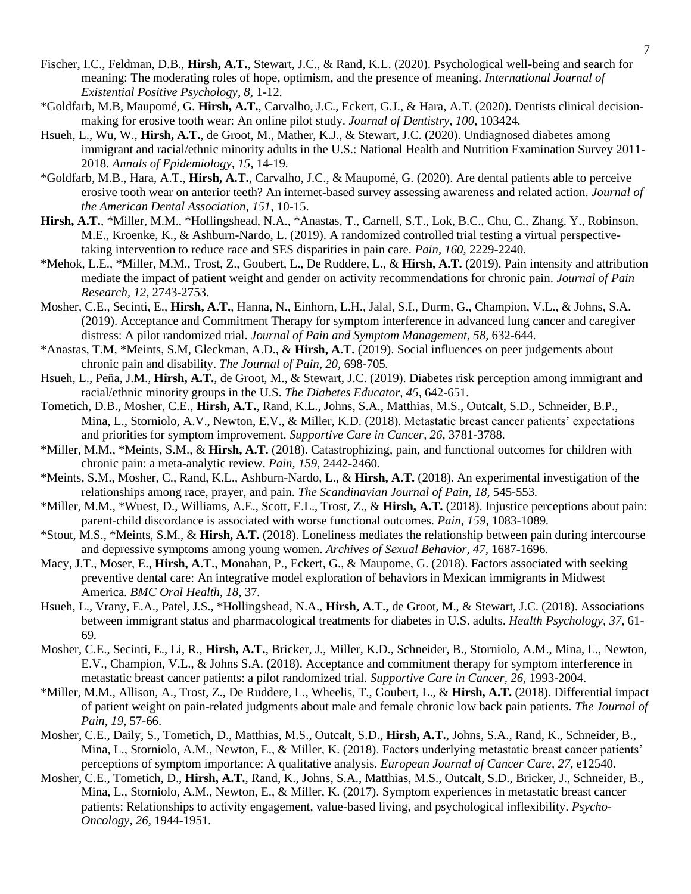Fischer, I.C., Feldman, D.B., **Hirsh, A.T.**, Stewart, J.C., & Rand, K.L. (2020). Psychological well-being and search for meaning: The moderating roles of hope, optimism, and the presence of meaning. *International Journal of Existential Positive Psychology, 8,* 1-12.

*Goldfarb, M.B, Maupomé, G. **Hirsh, A.T.**, Carvalho, J.C., Eckert, G.J., & Hara, A.T. (2020). Dentists clinical decision-making for erosive tooth wear: An online pilot study. *Journal of Dentistry, 100,* 103424*.*

Hsueh, L., Wu, W., **Hirsh, A.T.**, de Groot, M., Mather, K.J., & Stewart, J.C. (2020). Undiagnosed diabetes among immigrant and racial/ethnic minority adults in the U.S.: National Health and Nutrition Examination Survey 2011-2018. *Annals of Epidemiology, 15,* 14-19*.*

*Goldfarb, M.B., Hara, A.T., **Hirsh, A.T.**, Carvalho, J.C., & Maupomé, G. (2020). Are dental patients able to perceive erosive tooth wear on anterior teeth? An internet-based survey assessing awareness and related action. *Journal of the American Dental Association, 151,* 10-15.

**Hirsh, A.T.**, *Miller, M.M., *Hollingshead, N.A., *Anastas, T., Carnell, S.T., Lok, B.C., Chu, C., Zhang. Y., Robinson, M.E., Kroenke, K., & Ashburn-Nardo, L. (2019). A randomized controlled trial testing a virtual perspective-taking intervention to reduce race and SES disparities in pain care. *Pain, 160,* 2229-2240.

*Mehok, L.E., *Miller, M.M., Trost, Z., Goubert, L., De Ruddere, L., & **Hirsh, A.T.** (2019). Pain intensity and attribution mediate the impact of patient weight and gender on activity recommendations for chronic pain. *Journal of Pain Research, 12,* 2743-2753.

Mosher, C.E., Secinti, E., **Hirsh, A.T.**, Hanna, N., Einhorn, L.H., Jalal, S.I., Durm, G., Champion, V.L., & Johns, S.A. (2019). Acceptance and Commitment Therapy for symptom interference in advanced lung cancer and caregiver distress: A pilot randomized trial. *Journal of Pain and Symptom Management, 58,* 632-644*.*

*Anastas, T.M, *Meints, S.M, Gleckman, A.D., & **Hirsh, A.T.** (2019). Social influences on peer judgements about chronic pain and disability. *The Journal of Pain, 20,* 698-705*.*

Hsueh, L., Peña, J.M., **Hirsh, A.T.**, de Groot, M., & Stewart, J.C. (2019). Diabetes risk perception among immigrant and racial/ethnic minority groups in the U.S. *The Diabetes Educator, 45*, 642-651*.*

Tometich, D.B., Mosher, C.E., **Hirsh, A.T.**, Rand, K.L., Johns, S.A., Matthias, M.S., Outcalt, S.D., Schneider, B.P., Mina, L., Storniolo, A.V., Newton, E.V., & Miller, K.D. (2018). Metastatic breast cancer patients' expectations and priorities for symptom improvement. *Supportive Care in Cancer, 26,* 3781-3788*.*

*Miller, M.M., *Meints, S.M., & **Hirsh, A.T.** (2018). Catastrophizing, pain, and functional outcomes for children with chronic pain: a meta-analytic review. *Pain, 159,* 2442-2460*.*

*Meints, S.M., Mosher, C., Rand, K.L., Ashburn-Nardo, L., & **Hirsh, A.T.** (2018). An experimental investigation of the relationships among race, prayer, and pain. *The Scandinavian Journal of Pain, 18,* 545-553*.*

*Miller, M.M., *Wuest, D., Williams, A.E., Scott, E.L., Trost, Z., & **Hirsh, A.T.** (2018). Injustice perceptions about pain: parent-child discordance is associated with worse functional outcomes. *Pain, 159,* 1083-1089*.*

*Stout, M.S., *Meints, S.M., & **Hirsh, A.T.** (2018). Loneliness mediates the relationship between pain during intercourse and depressive symptoms among young women. *Archives of Sexual Behavior, 47,* 1687-1696*.*

Macy, J.T., Moser, E., **Hirsh, A.T.**, Monahan, P., Eckert, G., & Maupome, G. (2018). Factors associated with seeking preventive dental care: An integrative model exploration of behaviors in Mexican immigrants in Midwest America*. BMC Oral Health, 18,* 37.

Hsueh, L., Vrany, E.A., Patel, J.S., *Hollingshead, N.A., **Hirsh, A.T.,** de Groot, M., & Stewart, J.C. (2018). Associations between immigrant status and pharmacological treatments for diabetes in U.S. adults. *Health Psychology, 37,* 61-69.

Mosher, C.E., Secinti, E., Li, R., **Hirsh, A.T.**, Bricker, J., Miller, K.D., Schneider, B., Storniolo, A.M., Mina, L., Newton, E.V., Champion, V.L., & Johns S.A. (2018). Acceptance and commitment therapy for symptom interference in metastatic breast cancer patients: a pilot randomized trial. *Supportive Care in Cancer, 26,* 1993-2004.

*Miller, M.M., Allison, A., Trost, Z., De Ruddere, L., Wheelis, T., Goubert, L., & **Hirsh, A.T.** (2018). Differential impact of patient weight on pain-related judgments about male and female chronic low back pain patients. *The Journal of Pain, 19,* 57-66.

Mosher, C.E., Daily, S., Tometich, D., Matthias, M.S., Outcalt, S.D., **Hirsh, A.T.**, Johns, S.A., Rand, K., Schneider, B., Mina, L., Storniolo, A.M., Newton, E., & Miller, K. (2018). Factors underlying metastatic breast cancer patients' perceptions of symptom importance: A qualitative analysis. *European Journal of Cancer Care, 27,* e12540*.*

Mosher, C.E., Tometich, D., **Hirsh, A.T.**, Rand, K., Johns, S.A., Matthias, M.S., Outcalt, S.D., Bricker, J., Schneider, B., Mina, L., Storniolo, A.M., Newton, E., & Miller, K. (2017). Symptom experiences in metastatic breast cancer patients: Relationships to activity engagement, value-based living, and psychological inflexibility. *Psycho-Oncology, 26,* 1944-1951*.*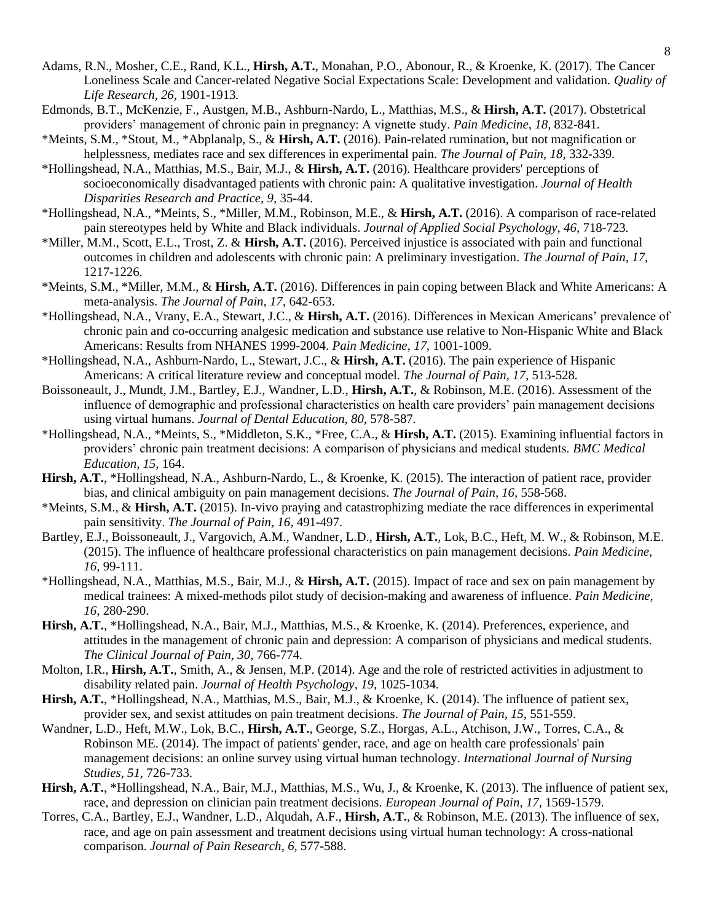Adams, R.N., Mosher, C.E., Rand, K.L., **Hirsh, A.T.**, Monahan, P.O., Abonour, R., & Kroenke, K. (2017). The Cancer Loneliness Scale and Cancer-related Negative Social Expectations Scale: Development and validation. *Quality of Life Research, 26*, 1901-1913.

Edmonds, B.T., McKenzie, F., Austgen, M.B., Ashburn-Nardo, L., Matthias, M.S., & **Hirsh, A.T.** (2017). Obstetrical providers' management of chronic pain in pregnancy: A vignette study. *Pain Medicine, 18*, 832-841.

*Meints, S.M., *Stout, M., *Abplanalp, S., & **Hirsh, A.T.** (2016). Pain-related rumination, but not magnification or helplessness, mediates race and sex differences in experimental pain. *The Journal of Pain, 18*, 332-339.

*Hollingshead, N.A., Matthias, M.S., Bair, M.J., & **Hirsh, A.T.** (2016). Healthcare providers' perceptions of socioeconomically disadvantaged patients with chronic pain: A qualitative investigation. *Journal of Health Disparities Research and Practice, 9*, 35-44.

*Hollingshead, N.A., *Meints, S., *Miller, M.M., Robinson, M.E., & **Hirsh, A.T.** (2016). A comparison of race-related pain stereotypes held by White and Black individuals. *Journal of Applied Social Psychology, 46*, 718-723.

*Miller, M.M., Scott, E.L., Trost, Z. & **Hirsh, A.T.** (2016). Perceived injustice is associated with pain and functional outcomes in children and adolescents with chronic pain: A preliminary investigation. *The Journal of Pain, 17*, 1217-1226.

*Meints, S.M., *Miller, M.M., & **Hirsh, A.T.** (2016). Differences in pain coping between Black and White Americans: A meta-analysis. *The Journal of Pain, 17*, 642-653.

*Hollingshead, N.A., Vrany, E.A., Stewart, J.C., & **Hirsh, A.T.** (2016). Differences in Mexican Americans' prevalence of chronic pain and co-occurring analgesic medication and substance use relative to Non-Hispanic White and Black Americans: Results from NHANES 1999-2004. *Pain Medicine, 17*, 1001-1009.

*Hollingshead, N.A., Ashburn-Nardo, L., Stewart, J.C., & **Hirsh, A.T.** (2016). The pain experience of Hispanic Americans: A critical literature review and conceptual model. *The Journal of Pain, 17*, 513-528.

Boissoneault, J., Mundt, J.M., Bartley, E.J., Wandner, L.D., **Hirsh, A.T.**, & Robinson, M.E. (2016). Assessment of the influence of demographic and professional characteristics on health care providers' pain management decisions using virtual humans. *Journal of Dental Education, 80*, 578-587.

*Hollingshead, N.A., *Meints, S., *Middleton, S.K., *Free, C.A., & **Hirsh, A.T.** (2015). Examining influential factors in providers' chronic pain treatment decisions: A comparison of physicians and medical students. *BMC Medical Education, 15*, 164.

**Hirsh, A.T.**, *Hollingshead, N.A., Ashburn-Nardo, L., & Kroenke, K. (2015). The interaction of patient race, provider bias, and clinical ambiguity on pain management decisions. *The Journal of Pain, 16*, 558-568.

*Meints, S.M., & **Hirsh, A.T.** (2015). In-vivo praying and catastrophizing mediate the race differences in experimental pain sensitivity. *The Journal of Pain, 16*, 491-497.

Bartley, E.J., Boissoneault, J., Vargovich, A.M., Wandner, L.D., **Hirsh, A.T.**, Lok, B.C., Heft, M. W., & Robinson, M.E. (2015). The influence of healthcare professional characteristics on pain management decisions. *Pain Medicine, 16*, 99-111.

*Hollingshead, N.A., Matthias, M.S., Bair, M.J., & **Hirsh, A.T.** (2015). Impact of race and sex on pain management by medical trainees: A mixed-methods pilot study of decision-making and awareness of influence. *Pain Medicine, 16*, 280-290.

**Hirsh, A.T.**, *Hollingshead, N.A., Bair, M.J., Matthias, M.S., & Kroenke, K. (2014). Preferences, experience, and attitudes in the management of chronic pain and depression: A comparison of physicians and medical students. *The Clinical Journal of Pain, 30*, 766-774.

Molton, I.R., **Hirsh, A.T.**, Smith, A., & Jensen, M.P. (2014). Age and the role of restricted activities in adjustment to disability related pain. *Journal of Health Psychology, 19*, 1025-1034.

**Hirsh, A.T.**, *Hollingshead, N.A., Matthias, M.S., Bair, M.J., & Kroenke, K. (2014). The influence of patient sex, provider sex, and sexist attitudes on pain treatment decisions. *The Journal of Pain, 15*, 551-559.

Wandner, L.D., Heft, M.W., Lok, B.C., **Hirsh, A.T.**, George, S.Z., Horgas, A.L., Atchison, J.W., Torres, C.A., & Robinson ME. (2014). The impact of patients' gender, race, and age on health care professionals' pain management decisions: an online survey using virtual human technology. *International Journal of Nursing Studies, 51*, 726-733.

**Hirsh, A.T.**, *Hollingshead, N.A., Bair, M.J., Matthias, M.S., Wu, J., & Kroenke, K. (2013). The influence of patient sex, race, and depression on clinician pain treatment decisions. *European Journal of Pain, 17*, 1569-1579.

Torres, C.A., Bartley, E.J., Wandner, L.D., Alqudah, A.F., **Hirsh, A.T.**, & Robinson, M.E. (2013). The influence of sex, race, and age on pain assessment and treatment decisions using virtual human technology: A cross-national comparison. *Journal of Pain Research, 6*, 577-588.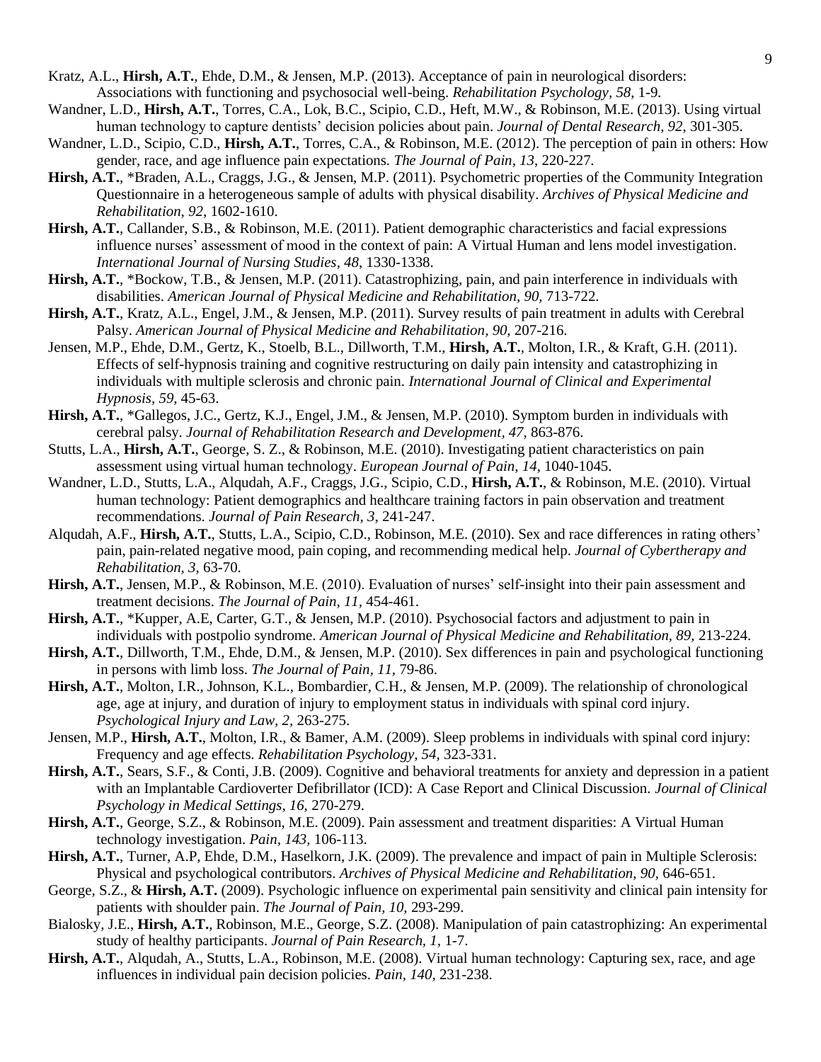Kratz, A.L., **Hirsh, A.T.**, Ehde, D.M., & Jensen, M.P. (2013). Acceptance of pain in neurological disorders: Associations with functioning and psychosocial well-being. *Rehabilitation Psychology, 58*, 1-9.

Wandner, L.D., **Hirsh, A.T.**, Torres, C.A., Lok, B.C., Scipio, C.D., Heft, M.W., & Robinson, M.E. (2013). Using virtual human technology to capture dentists' decision policies about pain. *Journal of Dental Research, 92*, 301-305.

Wandner, L.D., Scipio, C.D., **Hirsh, A.T.**, Torres, C.A., & Robinson, M.E. (2012). The perception of pain in others: How gender, race, and age influence pain expectations. *The Journal of Pain, 13*, 220-227.

**Hirsh, A.T.**, *Braden, A.L., Craggs, J.G., & Jensen, M.P. (2011). Psychometric properties of the Community Integration Questionnaire in a heterogeneous sample of adults with physical disability. *Archives of Physical Medicine and Rehabilitation, 92*, 1602-1610.

**Hirsh, A.T.**, Callander, S.B., & Robinson, M.E. (2011). Patient demographic characteristics and facial expressions influence nurses' assessment of mood in the context of pain: A Virtual Human and lens model investigation. *International Journal of Nursing Studies, 48*, 1330-1338.

**Hirsh, A.T.**, *Bockow, T.B., & Jensen, M.P. (2011). Catastrophizing, pain, and pain interference in individuals with disabilities. *American Journal of Physical Medicine and Rehabilitation, 90*, 713-722.

**Hirsh, A.T.**, Kratz, A.L., Engel, J.M., & Jensen, M.P. (2011). Survey results of pain treatment in adults with Cerebral Palsy. *American Journal of Physical Medicine and Rehabilitation, 90*, 207-216.

Jensen, M.P., Ehde, D.M., Gertz, K., Stoelb, B.L., Dillworth, T.M., **Hirsh, A.T.**, Molton, I.R., & Kraft, G.H. (2011). Effects of self-hypnosis training and cognitive restructuring on daily pain intensity and catastrophizing in individuals with multiple sclerosis and chronic pain. *International Journal of Clinical and Experimental Hypnosis, 59*, 45-63.

**Hirsh, A.T.**, *Gallegos, J.C., Gertz, K.J., Engel, J.M., & Jensen, M.P. (2010). Symptom burden in individuals with cerebral palsy. *Journal of Rehabilitation Research and Development, 47*, 863-876.

Stutts, L.A., **Hirsh, A.T.**, George, S. Z., & Robinson, M.E. (2010). Investigating patient characteristics on pain assessment using virtual human technology. *European Journal of Pain, 14*, 1040-1045.

Wandner, L.D., Stutts, L.A., Alqudah, A.F., Craggs, J.G., Scipio, C.D., **Hirsh, A.T.**, & Robinson, M.E. (2010). Virtual human technology: Patient demographics and healthcare training factors in pain observation and treatment recommendations. *Journal of Pain Research, 3*, 241-247.

Alqudah, A.F., **Hirsh, A.T.**, Stutts, L.A., Scipio, C.D., Robinson, M.E. (2010). Sex and race differences in rating others' pain, pain-related negative mood, pain coping, and recommending medical help. *Journal of Cybertherapy and Rehabilitation, 3*, 63-70.

**Hirsh, A.T.**, Jensen, M.P., & Robinson, M.E. (2010). Evaluation of nurses' self-insight into their pain assessment and treatment decisions. *The Journal of Pain, 11*, 454-461.

**Hirsh, A.T.**, *Kupper, A.E, Carter, G.T., & Jensen, M.P. (2010). Psychosocial factors and adjustment to pain in individuals with postpolio syndrome. *American Journal of Physical Medicine and Rehabilitation, 89*, 213-224.

**Hirsh, A.T.**, Dillworth, T.M., Ehde, D.M., & Jensen, M.P. (2010). Sex differences in pain and psychological functioning in persons with limb loss. *The Journal of Pain, 11*, 79-86.

**Hirsh, A.T.**, Molton, I.R., Johnson, K.L., Bombardier, C.H., & Jensen, M.P. (2009). The relationship of chronological age, age at injury, and duration of injury to employment status in individuals with spinal cord injury. *Psychological Injury and Law, 2*, 263-275.

Jensen, M.P., **Hirsh, A.T.**, Molton, I.R., & Bamer, A.M. (2009). Sleep problems in individuals with spinal cord injury: Frequency and age effects. *Rehabilitation Psychology, 54*, 323-331.

**Hirsh, A.T.**, Sears, S.F., & Conti, J.B. (2009). Cognitive and behavioral treatments for anxiety and depression in a patient with an Implantable Cardioverter Defibrillator (ICD): A Case Report and Clinical Discussion. *Journal of Clinical Psychology in Medical Settings, 16*, 270-279.

**Hirsh, A.T.**, George, S.Z., & Robinson, M.E. (2009). Pain assessment and treatment disparities: A Virtual Human technology investigation. *Pain, 143*, 106-113.

**Hirsh, A.T.**, Turner, A.P, Ehde, D.M., Haselkorn, J.K. (2009). The prevalence and impact of pain in Multiple Sclerosis: Physical and psychological contributors. *Archives of Physical Medicine and Rehabilitation, 90*, 646-651.

George, S.Z., & **Hirsh, A.T.** (2009). Psychologic influence on experimental pain sensitivity and clinical pain intensity for patients with shoulder pain. *The Journal of Pain, 10*, 293-299.

Bialosky, J.E., **Hirsh, A.T.**, Robinson, M.E., George, S.Z. (2008). Manipulation of pain catastrophizing: An experimental study of healthy participants. *Journal of Pain Research, 1*, 1-7.

**Hirsh, A.T.**, Alqudah, A., Stutts, L.A., Robinson, M.E. (2008). Virtual human technology: Capturing sex, race, and age influences in individual pain decision policies. *Pain, 140*, 231-238.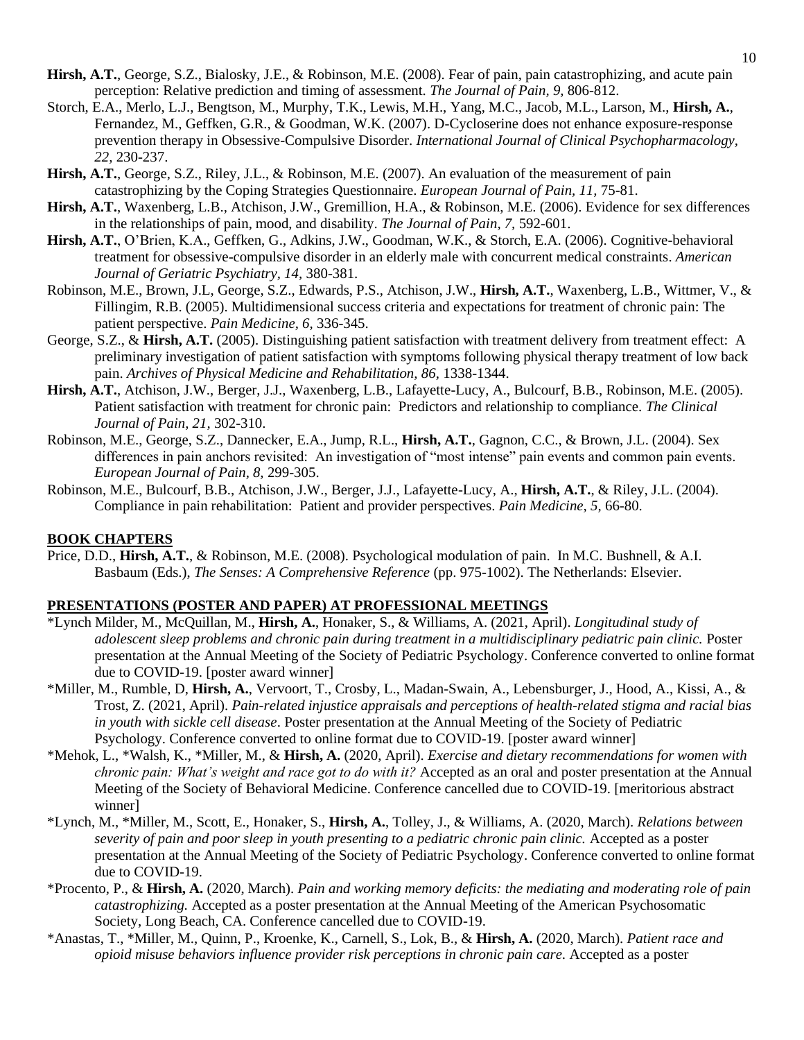**Hirsh, A.T.**, George, S.Z., Bialosky, J.E., & Robinson, M.E. (2008). Fear of pain, pain catastrophizing, and acute pain perception: Relative prediction and timing of assessment. *The Journal of Pain, 9,* 806-812.

Storch, E.A., Merlo, L.J., Bengtson, M., Murphy, T.K., Lewis, M.H., Yang, M.C., Jacob, M.L., Larson, M., **Hirsh, A.**, Fernandez, M., Geffken, G.R., & Goodman, W.K. (2007). D-Cycloserine does not enhance exposure-response prevention therapy in Obsessive-Compulsive Disorder. *International Journal of Clinical Psychopharmacology, 22,* 230-237.

**Hirsh, A.T.**, George, S.Z., Riley, J.L., & Robinson, M.E. (2007). An evaluation of the measurement of pain catastrophizing by the Coping Strategies Questionnaire. *European Journal of Pain, 11,* 75-81.

**Hirsh, A.T.**, Waxenberg, L.B., Atchison, J.W., Gremillion, H.A., & Robinson, M.E. (2006). Evidence for sex differences in the relationships of pain, mood, and disability. *The Journal of Pain, 7,* 592-601.

**Hirsh, A.T.**, O'Brien, K.A., Geffken, G., Adkins, J.W., Goodman, W.K., & Storch, E.A. (2006). Cognitive-behavioral treatment for obsessive-compulsive disorder in an elderly male with concurrent medical constraints. *American Journal of Geriatric Psychiatry, 14,* 380-381.

Robinson, M.E., Brown, J.L, George, S.Z., Edwards, P.S., Atchison, J.W., **Hirsh, A.T.**, Waxenberg, L.B., Wittmer, V., & Fillingim, R.B. (2005). Multidimensional success criteria and expectations for treatment of chronic pain: The patient perspective. *Pain Medicine, 6,* 336-345.

George, S.Z., & **Hirsh, A.T.** (2005). Distinguishing patient satisfaction with treatment delivery from treatment effect: A preliminary investigation of patient satisfaction with symptoms following physical therapy treatment of low back pain. *Archives of Physical Medicine and Rehabilitation, 86,* 1338-1344.

**Hirsh, A.T.**, Atchison, J.W., Berger, J.J., Waxenberg, L.B., Lafayette-Lucy, A., Bulcourf, B.B., Robinson, M.E. (2005). Patient satisfaction with treatment for chronic pain: Predictors and relationship to compliance. *The Clinical Journal of Pain, 21,* 302-310.

Robinson, M.E., George, S.Z., Dannecker, E.A., Jump, R.L., **Hirsh, A.T.**, Gagnon, C.C., & Brown, J.L. (2004). Sex differences in pain anchors revisited: An investigation of "most intense" pain events and common pain events. *European Journal of Pain, 8,* 299-305.

Robinson, M.E., Bulcourf, B.B., Atchison, J.W., Berger, J.J., Lafayette-Lucy, A., **Hirsh, A.T.**, & Riley, J.L. (2004). Compliance in pain rehabilitation: Patient and provider perspectives. *Pain Medicine, 5,* 66-80.

## BOOK CHAPTERS

Price, D.D., **Hirsh, A.T.**, & Robinson, M.E. (2008). Psychological modulation of pain. In M.C. Bushnell, & A.I. Basbaum (Eds.), *The Senses: A Comprehensive Reference* (pp. 975-1002). The Netherlands: Elsevier.

## PRESENTATIONS (POSTER AND PAPER) AT PROFESSIONAL MEETINGS

*Lynch Milder, M., McQuillan, M., **Hirsh, A.**, Honaker, S., & Williams, A. (2021, April). *Longitudinal study of adolescent sleep problems and chronic pain during treatment in a multidisciplinary pediatric pain clinic.* Poster presentation at the Annual Meeting of the Society of Pediatric Psychology. Conference converted to online format due to COVID-19. [poster award winner]

*Miller, M., Rumble, D, **Hirsh, A.**, Vervoort, T., Crosby, L., Madan-Swain, A., Lebensburger, J., Hood, A., Kissi, A., & Trost, Z. (2021, April). *Pain-related injustice appraisals and perceptions of health-related stigma and racial bias in youth with sickle cell disease*. Poster presentation at the Annual Meeting of the Society of Pediatric Psychology. Conference converted to online format due to COVID-19. [poster award winner]

*Mehok, L., *Walsh, K., *Miller, M., & **Hirsh, A.** (2020, April). *Exercise and dietary recommendations for women with chronic pain: What's weight and race got to do with it?* Accepted as an oral and poster presentation at the Annual Meeting of the Society of Behavioral Medicine. Conference cancelled due to COVID-19. [meritorious abstract winner]

*Lynch, M., *Miller, M., Scott, E., Honaker, S., **Hirsh, A.**, Tolley, J., & Williams, A. (2020, March). *Relations between severity of pain and poor sleep in youth presenting to a pediatric chronic pain clinic.* Accepted as a poster presentation at the Annual Meeting of the Society of Pediatric Psychology. Conference converted to online format due to COVID-19.

*Procento, P., & **Hirsh, A.** (2020, March). *Pain and working memory deficits: the mediating and moderating role of pain catastrophizing.* Accepted as a poster presentation at the Annual Meeting of the American Psychosomatic Society, Long Beach, CA. Conference cancelled due to COVID-19.

*Anastas, T., *Miller, M., Quinn, P., Kroenke, K., Carnell, S., Lok, B., & **Hirsh, A.** (2020, March). *Patient race and opioid misuse behaviors influence provider risk perceptions in chronic pain care.* Accepted as a poster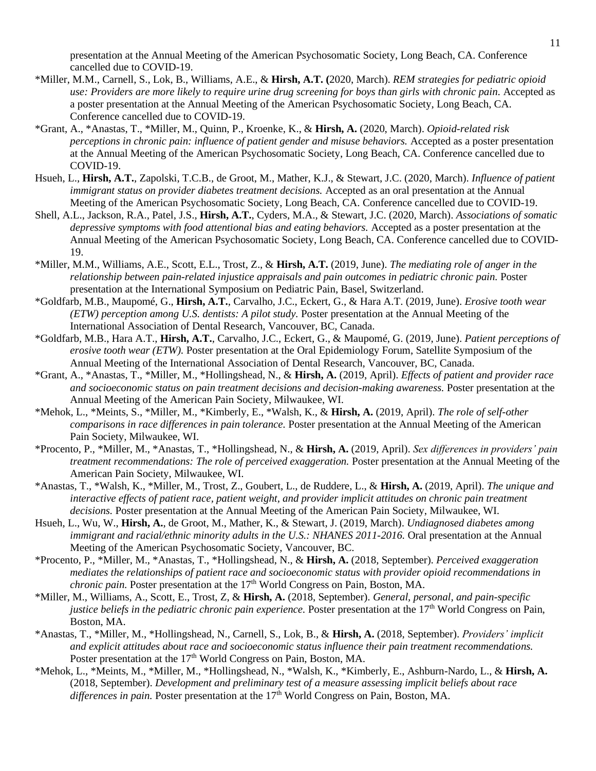presentation at the Annual Meeting of the American Psychosomatic Society, Long Beach, CA. Conference cancelled due to COVID-19.

*Miller, M.M., Carnell, S., Lok, B., Williams, A.E., & **Hirsh, A.T. (**2020, March). *REM strategies for pediatric opioid use: Providers are more likely to require urine drug screening for boys than girls with chronic pain.* Accepted as a poster presentation at the Annual Meeting of the American Psychosomatic Society, Long Beach, CA. Conference cancelled due to COVID-19.

*Grant, A., *Anastas, T., *Miller, M., Quinn, P., Kroenke, K., & **Hirsh, A.** (2020, March). *Opioid-related risk perceptions in chronic pain: influence of patient gender and misuse behaviors.* Accepted as a poster presentation at the Annual Meeting of the American Psychosomatic Society, Long Beach, CA. Conference cancelled due to COVID-19.

Hsueh, L., **Hirsh, A.T.**, Zapolski, T.C.B., de Groot, M., Mather, K.J., & Stewart, J.C. (2020, March). *Influence of patient immigrant status on provider diabetes treatment decisions.* Accepted as an oral presentation at the Annual Meeting of the American Psychosomatic Society, Long Beach, CA. Conference cancelled due to COVID-19.

Shell, A.L., Jackson, R.A., Patel, J.S., **Hirsh, A.T.**, Cyders, M.A., & Stewart, J.C. (2020, March). *Associations of somatic depressive symptoms with food attentional bias and eating behaviors.* Accepted as a poster presentation at the Annual Meeting of the American Psychosomatic Society, Long Beach, CA. Conference cancelled due to COVID-19.

*Miller, M.M., Williams, A.E., Scott, E.L., Trost, Z., & **Hirsh, A.T.** (2019, June). *The mediating role of anger in the relationship between pain-related injustice appraisals and pain outcomes in pediatric chronic pain.* Poster presentation at the International Symposium on Pediatric Pain, Basel, Switzerland.

*Goldfarb, M.B., Maupomé, G., **Hirsh, A.T.**, Carvalho, J.C., Eckert, G., & Hara A.T. (2019, June). *Erosive tooth wear (ETW) perception among U.S. dentists: A pilot study.* Poster presentation at the Annual Meeting of the International Association of Dental Research, Vancouver, BC, Canada.

*Goldfarb, M.B., Hara A.T., **Hirsh, A.T.**, Carvalho, J.C., Eckert, G., & Maupomé, G. (2019, June). *Patient perceptions of erosive tooth wear (ETW).* Poster presentation at the Oral Epidemiology Forum, Satellite Symposium of the Annual Meeting of the International Association of Dental Research, Vancouver, BC, Canada.

*Grant, A., *Anastas, T., *Miller, M., *Hollingshead, N., & **Hirsh, A.** (2019, April). *Effects of patient and provider race and socioeconomic status on pain treatment decisions and decision-making awareness.* Poster presentation at the Annual Meeting of the American Pain Society, Milwaukee, WI.

*Mehok, L., *Meints, S., *Miller, M., *Kimberly, E., *Walsh, K., & **Hirsh, A.** (2019, April). *The role of self-other comparisons in race differences in pain tolerance.* Poster presentation at the Annual Meeting of the American Pain Society, Milwaukee, WI.

*Procento, P., *Miller, M., *Anastas, T., *Hollingshead, N., & **Hirsh, A.** (2019, April). *Sex differences in providers' pain treatment recommendations: The role of perceived exaggeration.* Poster presentation at the Annual Meeting of the American Pain Society, Milwaukee, WI.

*Anastas, T., *Walsh, K., *Miller, M., Trost, Z., Goubert, L., de Ruddere, L., & **Hirsh, A.** (2019, April). *The unique and interactive effects of patient race, patient weight, and provider implicit attitudes on chronic pain treatment decisions.* Poster presentation at the Annual Meeting of the American Pain Society, Milwaukee, WI.

Hsueh, L., Wu, W., **Hirsh, A.**, de Groot, M., Mather, K., & Stewart, J. (2019, March). *Undiagnosed diabetes among immigrant and racial/ethnic minority adults in the U.S.: NHANES 2011-2016.* Oral presentation at the Annual Meeting of the American Psychosomatic Society, Vancouver, BC.

*Procento, P., *Miller, M., *Anastas, T., *Hollingshead, N., & **Hirsh, A.** (2018, September). *Perceived exaggeration mediates the relationships of patient race and socioeconomic status with provider opioid recommendations in chronic pain.* Poster presentation at the 17th World Congress on Pain, Boston, MA.

*Miller, M., Williams, A., Scott, E., Trost, Z, & **Hirsh, A.** (2018, September). *General, personal, and pain-specific justice beliefs in the pediatric chronic pain experience.* Poster presentation at the 17th World Congress on Pain, Boston, MA.

*Anastas, T., *Miller, M., *Hollingshead, N., Carnell, S., Lok, B., & **Hirsh, A.** (2018, September). *Providers' implicit and explicit attitudes about race and socioeconomic status influence their pain treatment recommendations.* Poster presentation at the 17th World Congress on Pain, Boston, MA.

*Mehok, L., *Meints, M., *Miller, M., *Hollingshead, N., *Walsh, K., *Kimberly, E., Ashburn-Nardo, L., & **Hirsh, A.** (2018, September). *Development and preliminary test of a measure assessing implicit beliefs about race differences in pain.* Poster presentation at the 17th World Congress on Pain, Boston, MA.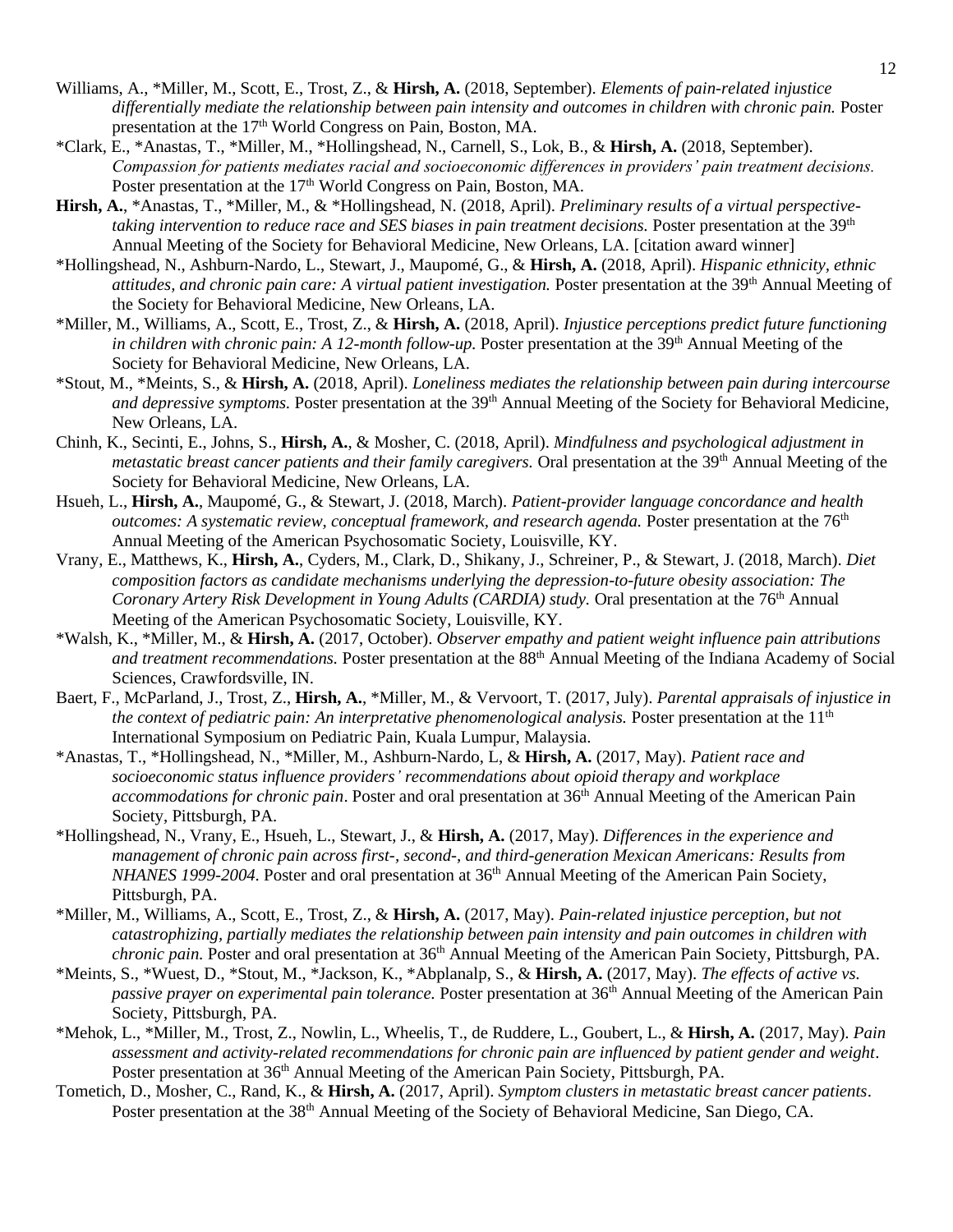Williams, A., *Miller, M., Scott, E., Trost, Z., & **Hirsh, A.** (2018, September). *Elements of pain-related injustice differentially mediate the relationship between pain intensity and outcomes in children with chronic pain.* Poster presentation at the 17th World Congress on Pain, Boston, MA.

*Clark, E., *Anastas, T., *Miller, M., *Hollingshead, N., Carnell, S., Lok, B., & **Hirsh, A.** (2018, September). *Compassion for patients mediates racial and socioeconomic differences in providers' pain treatment decisions.* Poster presentation at the 17th World Congress on Pain, Boston, MA.

**Hirsh, A.**, *Anastas, T., *Miller, M., & *Hollingshead, N. (2018, April). *Preliminary results of a virtual perspective-taking intervention to reduce race and SES biases in pain treatment decisions.* Poster presentation at the 39th Annual Meeting of the Society for Behavioral Medicine, New Orleans, LA. [citation award winner]

*Hollingshead, N., Ashburn-Nardo, L., Stewart, J., Maupomé, G., & **Hirsh, A.** (2018, April). *Hispanic ethnicity, ethnic attitudes, and chronic pain care: A virtual patient investigation.* Poster presentation at the 39th Annual Meeting of the Society for Behavioral Medicine, New Orleans, LA.

*Miller, M., Williams, A., Scott, E., Trost, Z., & **Hirsh, A.** (2018, April). *Injustice perceptions predict future functioning in children with chronic pain: A 12-month follow-up.* Poster presentation at the 39th Annual Meeting of the Society for Behavioral Medicine, New Orleans, LA.

*Stout, M., *Meints, S., & **Hirsh, A.** (2018, April). *Loneliness mediates the relationship between pain during intercourse and depressive symptoms.* Poster presentation at the 39th Annual Meeting of the Society for Behavioral Medicine, New Orleans, LA.

Chinh, K., Secinti, E., Johns, S., **Hirsh, A.**, & Mosher, C. (2018, April). *Mindfulness and psychological adjustment in metastatic breast cancer patients and their family caregivers.* Oral presentation at the 39th Annual Meeting of the Society for Behavioral Medicine, New Orleans, LA.

Hsueh, L., **Hirsh, A.**, Maupomé, G., & Stewart, J. (2018, March). *Patient-provider language concordance and health outcomes: A systematic review, conceptual framework, and research agenda.* Poster presentation at the 76th Annual Meeting of the American Psychosomatic Society, Louisville, KY.

Vrany, E., Matthews, K., **Hirsh, A.**, Cyders, M., Clark, D., Shikany, J., Schreiner, P., & Stewart, J. (2018, March). *Diet composition factors as candidate mechanisms underlying the depression-to-future obesity association: The Coronary Artery Risk Development in Young Adults (CARDIA) study.* Oral presentation at the 76th Annual Meeting of the American Psychosomatic Society, Louisville, KY.

*Walsh, K., *Miller, M., & **Hirsh, A.** (2017, October). *Observer empathy and patient weight influence pain attributions and treatment recommendations.* Poster presentation at the 88th Annual Meeting of the Indiana Academy of Social Sciences, Crawfordsville, IN.

Baert, F., McParland, J., Trost, Z., **Hirsh, A.**, *Miller, M., & Vervoort, T. (2017, July). *Parental appraisals of injustice in the context of pediatric pain: An interpretative phenomenological analysis.* Poster presentation at the 11th International Symposium on Pediatric Pain, Kuala Lumpur, Malaysia.

*Anastas, T., *Hollingshead, N., *Miller, M., Ashburn-Nardo, L, & **Hirsh, A.** (2017, May). *Patient race and socioeconomic status influence providers' recommendations about opioid therapy and workplace accommodations for chronic pain*. Poster and oral presentation at 36th Annual Meeting of the American Pain Society, Pittsburgh, PA.

*Hollingshead, N., Vrany, E., Hsueh, L., Stewart, J., & **Hirsh, A.** (2017, May). *Differences in the experience and management of chronic pain across first-, second-, and third-generation Mexican Americans: Results from NHANES 1999-2004.* Poster and oral presentation at 36th Annual Meeting of the American Pain Society, Pittsburgh, PA.

*Miller, M., Williams, A., Scott, E., Trost, Z., & **Hirsh, A.** (2017, May). *Pain-related injustice perception, but not catastrophizing, partially mediates the relationship between pain intensity and pain outcomes in children with chronic pain.* Poster and oral presentation at 36th Annual Meeting of the American Pain Society, Pittsburgh, PA.

*Meints, S., *Wuest, D., *Stout, M., *Jackson, K., *Abplanalp, S., & **Hirsh, A.** (2017, May). *The effects of active vs. passive prayer on experimental pain tolerance.* Poster presentation at 36th Annual Meeting of the American Pain Society, Pittsburgh, PA.

*Mehok, L., *Miller, M., Trost, Z., Nowlin, L., Wheelis, T., de Ruddere, L., Goubert, L., & **Hirsh, A.** (2017, May). *Pain assessment and activity-related recommendations for chronic pain are influenced by patient gender and weight*. Poster presentation at 36th Annual Meeting of the American Pain Society, Pittsburgh, PA.

Tometich, D., Mosher, C., Rand, K., & **Hirsh, A.** (2017, April). *Symptom clusters in metastatic breast cancer patients*. Poster presentation at the 38th Annual Meeting of the Society of Behavioral Medicine, San Diego, CA.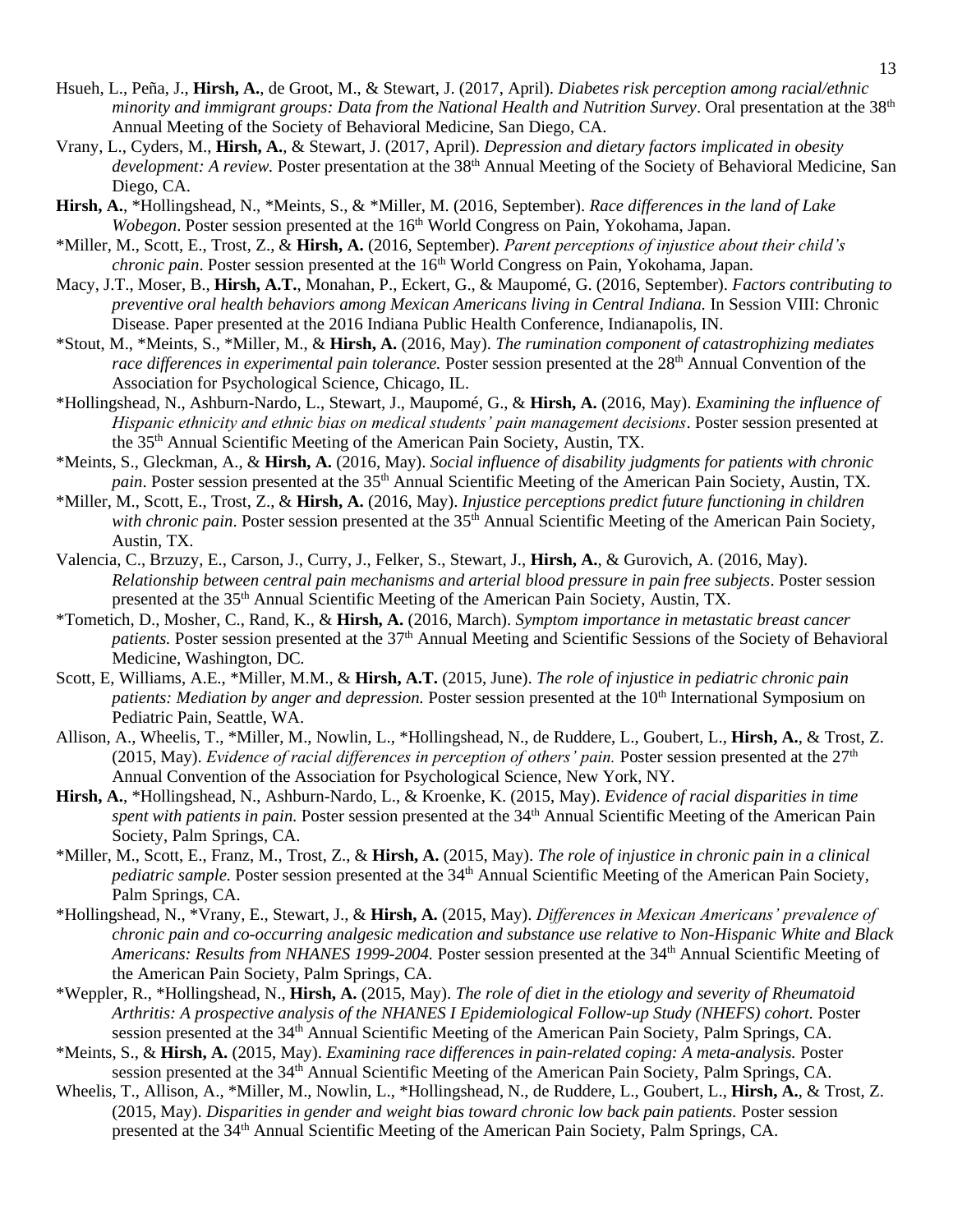Hsueh, L., Peña, J., **Hirsh, A.**, de Groot, M., & Stewart, J. (2017, April). *Diabetes risk perception among racial/ethnic minority and immigrant groups: Data from the National Health and Nutrition Survey*. Oral presentation at the 38th Annual Meeting of the Society of Behavioral Medicine, San Diego, CA.

Vrany, L., Cyders, M., **Hirsh, A.**, & Stewart, J. (2017, April). *Depression and dietary factors implicated in obesity development: A review.* Poster presentation at the 38th Annual Meeting of the Society of Behavioral Medicine, San Diego, CA.

**Hirsh, A.**, *Hollingshead, N., *Meints, S., & *Miller, M. (2016, September). *Race differences in the land of Lake Wobegon*. Poster session presented at the 16th World Congress on Pain, Yokohama, Japan.

*Miller, M., Scott, E., Trost, Z., & **Hirsh, A.** (2016, September). *Parent perceptions of injustice about their child's chronic pain*. Poster session presented at the 16th World Congress on Pain, Yokohama, Japan.

Macy, J.T., Moser, B., **Hirsh, A.T.**, Monahan, P., Eckert, G., & Maupomé, G. (2016, September). *Factors contributing to preventive oral health behaviors among Mexican Americans living in Central Indiana.* In Session VIII: Chronic Disease. Paper presented at the 2016 Indiana Public Health Conference, Indianapolis, IN.

*Stout, M., *Meints, S., *Miller, M., & **Hirsh, A.** (2016, May). *The rumination component of catastrophizing mediates race differences in experimental pain tolerance.* Poster session presented at the 28th Annual Convention of the Association for Psychological Science, Chicago, IL.

*Hollingshead, N., Ashburn-Nardo, L., Stewart, J., Maupomé, G., & **Hirsh, A.** (2016, May). *Examining the influence of Hispanic ethnicity and ethnic bias on medical students' pain management decisions*. Poster session presented at the 35th Annual Scientific Meeting of the American Pain Society, Austin, TX.

*Meints, S., Gleckman, A., & **Hirsh, A.** (2016, May). *Social influence of disability judgments for patients with chronic pain*. Poster session presented at the 35th Annual Scientific Meeting of the American Pain Society, Austin, TX.

*Miller, M., Scott, E., Trost, Z., & **Hirsh, A.** (2016, May). *Injustice perceptions predict future functioning in children with chronic pain*. Poster session presented at the 35th Annual Scientific Meeting of the American Pain Society, Austin, TX.

Valencia, C., Brzuzy, E., Carson, J., Curry, J., Felker, S., Stewart, J., **Hirsh, A.**, & Gurovich, A. (2016, May). *Relationship between central pain mechanisms and arterial blood pressure in pain free subjects*. Poster session presented at the 35th Annual Scientific Meeting of the American Pain Society, Austin, TX.

*Tometich, D., Mosher, C., Rand, K., & **Hirsh, A.** (2016, March). *Symptom importance in metastatic breast cancer patients.* Poster session presented at the 37th Annual Meeting and Scientific Sessions of the Society of Behavioral Medicine, Washington, DC.

Scott, E, Williams, A.E., *Miller, M.M., & **Hirsh, A.T.** (2015, June). *The role of injustice in pediatric chronic pain patients: Mediation by anger and depression.* Poster session presented at the 10th International Symposium on Pediatric Pain, Seattle, WA.

Allison, A., Wheelis, T., *Miller, M., Nowlin, L., *Hollingshead, N., de Ruddere, L., Goubert, L., **Hirsh, A.**, & Trost, Z. (2015, May). *Evidence of racial differences in perception of others' pain.* Poster session presented at the 27th Annual Convention of the Association for Psychological Science, New York, NY.

**Hirsh, A.**, *Hollingshead, N., Ashburn-Nardo, L., & Kroenke, K. (2015, May). *Evidence of racial disparities in time spent with patients in pain.* Poster session presented at the 34th Annual Scientific Meeting of the American Pain Society, Palm Springs, CA.

*Miller, M., Scott, E., Franz, M., Trost, Z., & **Hirsh, A.** (2015, May). *The role of injustice in chronic pain in a clinical pediatric sample.* Poster session presented at the 34th Annual Scientific Meeting of the American Pain Society, Palm Springs, CA.

*Hollingshead, N., *Vrany, E., Stewart, J., & **Hirsh, A.** (2015, May). *Differences in Mexican Americans' prevalence of chronic pain and co-occurring analgesic medication and substance use relative to Non-Hispanic White and Black Americans: Results from NHANES 1999-2004.* Poster session presented at the 34th Annual Scientific Meeting of the American Pain Society, Palm Springs, CA.

*Weppler, R., *Hollingshead, N., **Hirsh, A.** (2015, May). *The role of diet in the etiology and severity of Rheumatoid Arthritis: A prospective analysis of the NHANES I Epidemiological Follow-up Study (NHEFS) cohort.* Poster session presented at the 34th Annual Scientific Meeting of the American Pain Society, Palm Springs, CA.

*Meints, S., & **Hirsh, A.** (2015, May). *Examining race differences in pain-related coping: A meta-analysis.* Poster session presented at the 34th Annual Scientific Meeting of the American Pain Society, Palm Springs, CA.

Wheelis, T., Allison, A., *Miller, M., Nowlin, L., *Hollingshead, N., de Ruddere, L., Goubert, L., **Hirsh, A.**, & Trost, Z. (2015, May). *Disparities in gender and weight bias toward chronic low back pain patients.* Poster session presented at the 34th Annual Scientific Meeting of the American Pain Society, Palm Springs, CA.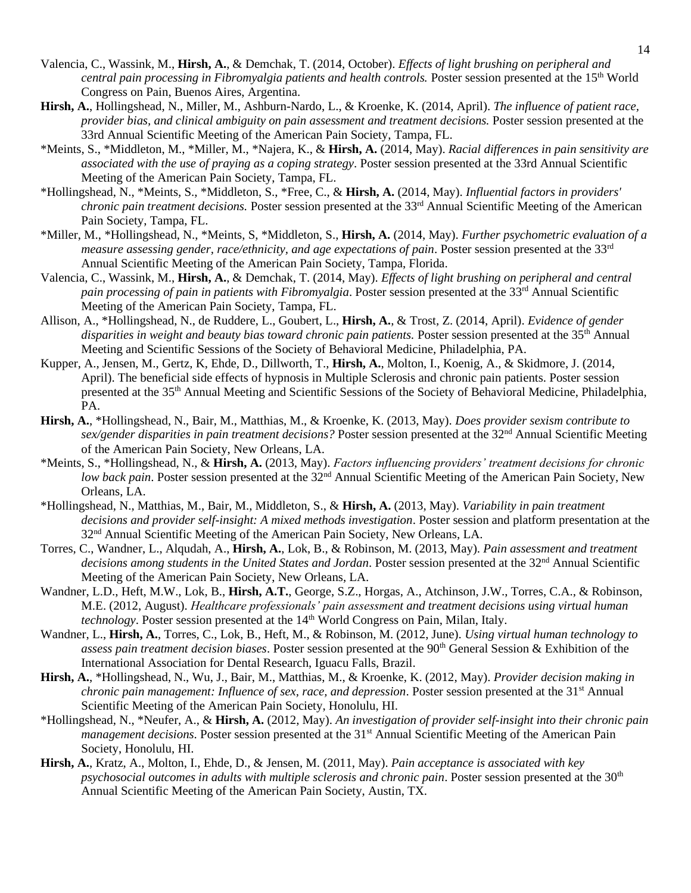Valencia, C., Wassink, M., **Hirsh, A.**, & Demchak, T. (2014, October). *Effects of light brushing on peripheral and central pain processing in Fibromyalgia patients and health controls.* Poster session presented at the 15th World Congress on Pain, Buenos Aires, Argentina.

**Hirsh, A.**, Hollingshead, N., Miller, M., Ashburn-Nardo, L., & Kroenke, K. (2014, April). *The influence of patient race, provider bias, and clinical ambiguity on pain assessment and treatment decisions.* Poster session presented at the 33rd Annual Scientific Meeting of the American Pain Society, Tampa, FL.

*Meints, S., *Middleton, M., *Miller, M., *Najera, K., & **Hirsh, A.** (2014, May). *Racial differences in pain sensitivity are associated with the use of praying as a coping strategy*. Poster session presented at the 33rd Annual Scientific Meeting of the American Pain Society, Tampa, FL.

*Hollingshead, N., *Meints, S., *Middleton, S., *Free, C., & **Hirsh, A.** (2014, May). *Influential factors in providers' chronic pain treatment decisions.* Poster session presented at the 33rd Annual Scientific Meeting of the American Pain Society, Tampa, FL.

*Miller, M., *Hollingshead, N., *Meints, S, *Middleton, S., **Hirsh, A.** (2014, May). *Further psychometric evaluation of a measure assessing gender, race/ethnicity, and age expectations of pain*. Poster session presented at the 33rd Annual Scientific Meeting of the American Pain Society, Tampa, Florida.

Valencia, C., Wassink, M., **Hirsh, A.**, & Demchak, T. (2014, May). *Effects of light brushing on peripheral and central pain processing of pain in patients with Fibromyalgia*. Poster session presented at the 33rd Annual Scientific Meeting of the American Pain Society, Tampa, FL.

Allison, A., *Hollingshead, N., de Ruddere, L., Goubert, L., **Hirsh, A.**, & Trost, Z. (2014, April). *Evidence of gender disparities in weight and beauty bias toward chronic pain patients.* Poster session presented at the 35th Annual Meeting and Scientific Sessions of the Society of Behavioral Medicine, Philadelphia, PA.

Kupper, A., Jensen, M., Gertz, K, Ehde, D., Dillworth, T., **Hirsh, A.**, Molton, I., Koenig, A., & Skidmore, J. (2014, April). The beneficial side effects of hypnosis in Multiple Sclerosis and chronic pain patients. Poster session presented at the 35th Annual Meeting and Scientific Sessions of the Society of Behavioral Medicine, Philadelphia, PA.

**Hirsh, A.**, *Hollingshead, N., Bair, M., Matthias, M., & Kroenke, K. (2013, May). *Does provider sexism contribute to sex/gender disparities in pain treatment decisions?* Poster session presented at the 32nd Annual Scientific Meeting of the American Pain Society, New Orleans, LA.

*Meints, S., *Hollingshead, N., & **Hirsh, A.** (2013, May). *Factors influencing providers' treatment decisions for chronic low back pain*. Poster session presented at the 32nd Annual Scientific Meeting of the American Pain Society, New Orleans, LA.

*Hollingshead, N., Matthias, M., Bair, M., Middleton, S., & **Hirsh, A.** (2013, May). *Variability in pain treatment decisions and provider self-insight: A mixed methods investigation*. Poster session and platform presentation at the 32nd Annual Scientific Meeting of the American Pain Society, New Orleans, LA.

Torres, C., Wandner, L., Alqudah, A., **Hirsh, A.**, Lok, B., & Robinson, M. (2013, May). *Pain assessment and treatment decisions among students in the United States and Jordan*. Poster session presented at the 32nd Annual Scientific Meeting of the American Pain Society, New Orleans, LA.

Wandner, L.D., Heft, M.W., Lok, B., **Hirsh, A.T.**, George, S.Z., Horgas, A., Atchinson, J.W., Torres, C.A., & Robinson, M.E. (2012, August). *Healthcare professionals' pain assessment and treatment decisions using virtual human technology*. Poster session presented at the 14th World Congress on Pain, Milan, Italy.

Wandner, L., **Hirsh, A.**, Torres, C., Lok, B., Heft, M., & Robinson, M. (2012, June). *Using virtual human technology to assess pain treatment decision biases*. Poster session presented at the 90th General Session & Exhibition of the International Association for Dental Research, Iguacu Falls, Brazil.

**Hirsh, A.**, *Hollingshead, N., Wu, J., Bair, M., Matthias, M., & Kroenke, K. (2012, May). *Provider decision making in chronic pain management: Influence of sex, race, and depression*. Poster session presented at the 31st Annual Scientific Meeting of the American Pain Society, Honolulu, HI.

*Hollingshead, N., *Neufer, A., & **Hirsh, A.** (2012, May). *An investigation of provider self-insight into their chronic pain management decisions.* Poster session presented at the 31st Annual Scientific Meeting of the American Pain Society, Honolulu, HI.

**Hirsh, A.**, Kratz, A., Molton, I., Ehde, D., & Jensen, M. (2011, May). *Pain acceptance is associated with key psychosocial outcomes in adults with multiple sclerosis and chronic pain*. Poster session presented at the 30th Annual Scientific Meeting of the American Pain Society, Austin, TX.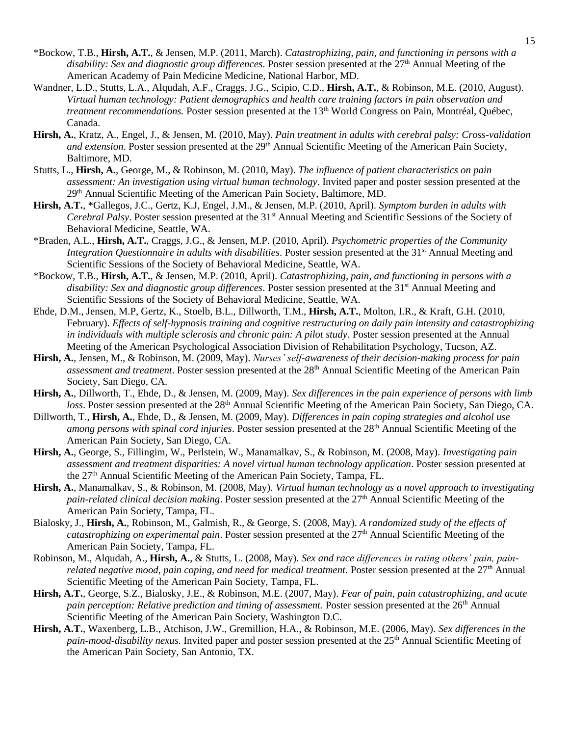*Bockow, T.B., **Hirsh, A.T.**, & Jensen, M.P. (2011, March). *Catastrophizing, pain, and functioning in persons with a disability: Sex and diagnostic group differences*. Poster session presented at the 27th Annual Meeting of the American Academy of Pain Medicine Medicine, National Harbor, MD.

Wandner, L.D., Stutts, L.A., Alqudah, A.F., Craggs, J.G., Scipio, C.D., **Hirsh, A.T.**, & Robinson, M.E. (2010, August). *Virtual human technology: Patient demographics and health care training factors in pain observation and treatment recommendations.* Poster session presented at the 13th World Congress on Pain, Montréal, Québec, Canada.

**Hirsh, A.**, Kratz, A., Engel, J., & Jensen, M. (2010, May). *Pain treatment in adults with cerebral palsy: Cross-validation and extension*. Poster session presented at the 29th Annual Scientific Meeting of the American Pain Society, Baltimore, MD.

Stutts, L., **Hirsh, A.**, George, M., & Robinson, M. (2010, May). *The influence of patient characteristics on pain assessment: An investigation using virtual human technology*. Invited paper and poster session presented at the 29th Annual Scientific Meeting of the American Pain Society, Baltimore, MD.

**Hirsh, A.T.**, *Gallegos, J.C., Gertz, K.J, Engel, J.M., & Jensen, M.P. (2010, April). *Symptom burden in adults with Cerebral Palsy*. Poster session presented at the 31st Annual Meeting and Scientific Sessions of the Society of Behavioral Medicine, Seattle, WA.

*Braden, A.L., **Hirsh, A.T.**, Craggs, J.G., & Jensen, M.P. (2010, April). *Psychometric properties of the Community Integration Questionnaire in adults with disabilities*. Poster session presented at the 31st Annual Meeting and Scientific Sessions of the Society of Behavioral Medicine, Seattle, WA.

*Bockow, T.B., **Hirsh, A.T.**, & Jensen, M.P. (2010, April). *Catastrophizing, pain, and functioning in persons with a disability: Sex and diagnostic group differences*. Poster session presented at the 31st Annual Meeting and Scientific Sessions of the Society of Behavioral Medicine, Seattle, WA.

Ehde, D.M., Jensen, M.P, Gertz, K., Stoelb, B.L., Dillworth, T.M., **Hirsh, A.T.**, Molton, I.R., & Kraft, G.H. (2010, February). *Effects of self-hypnosis training and cognitive restructuring on daily pain intensity and catastrophizing in individuals with multiple sclerosis and chronic pain: A pilot study*. Poster session presented at the Annual Meeting of the American Psychological Association Division of Rehabilitation Psychology, Tucson, AZ.

**Hirsh, A.**, Jensen, M., & Robinson, M. (2009, May). *Nurses' self-awareness of their decision-making process for pain assessment and treatment*. Poster session presented at the 28th Annual Scientific Meeting of the American Pain Society, San Diego, CA.

**Hirsh, A.**, Dillworth, T., Ehde, D., & Jensen, M. (2009, May). *Sex differences in the pain experience of persons with limb loss*. Poster session presented at the 28th Annual Scientific Meeting of the American Pain Society, San Diego, CA.

Dillworth, T., **Hirsh, A.**, Ehde, D., & Jensen, M. (2009, May). *Differences in pain coping strategies and alcohol use among persons with spinal cord injuries*. Poster session presented at the 28th Annual Scientific Meeting of the American Pain Society, San Diego, CA.

**Hirsh, A.**, George, S., Fillingim, W., Perlstein, W., Manamalkav, S., & Robinson, M. (2008, May). *Investigating pain assessment and treatment disparities: A novel virtual human technology application*. Poster session presented at the 27th Annual Scientific Meeting of the American Pain Society, Tampa, FL.

**Hirsh, A.**, Manamalkav, S., & Robinson, M. (2008, May). *Virtual human technology as a novel approach to investigating pain-related clinical decision making*. Poster session presented at the 27th Annual Scientific Meeting of the American Pain Society, Tampa, FL.

Bialosky, J., **Hirsh, A.**, Robinson, M., Galmish, R., & George, S. (2008, May). *A randomized study of the effects of catastrophizing on experimental pain*. Poster session presented at the 27th Annual Scientific Meeting of the American Pain Society, Tampa, FL.

Robinson, M., Alqudah, A., **Hirsh, A.**, & Stutts, L. (2008, May). *Sex and race differences in rating others' pain, pain-related negative mood, pain coping, and need for medical treatment*. Poster session presented at the 27th Annual Scientific Meeting of the American Pain Society, Tampa, FL.

**Hirsh, A.T.**, George, S.Z., Bialosky, J.E., & Robinson, M.E. (2007, May). *Fear of pain, pain catastrophizing, and acute pain perception: Relative prediction and timing of assessment.* Poster session presented at the 26th Annual Scientific Meeting of the American Pain Society, Washington D.C.

**Hirsh, A.T.**, Waxenberg, L.B., Atchison, J.W., Gremillion, H.A., & Robinson, M.E. (2006, May). *Sex differences in the pain-mood-disability nexus.* Invited paper and poster session presented at the 25th Annual Scientific Meeting of the American Pain Society, San Antonio, TX.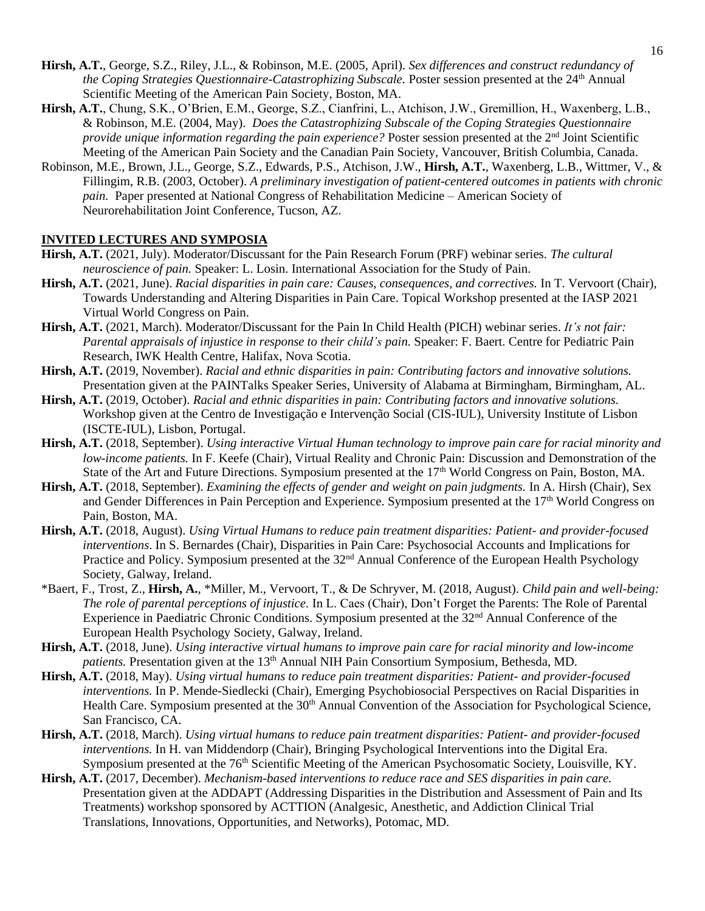**Hirsh, A.T.**, George, S.Z., Riley, J.L., & Robinson, M.E. (2005, April). *Sex differences and construct redundancy of the Coping Strategies Questionnaire-Catastrophizing Subscale.* Poster session presented at the 24th Annual Scientific Meeting of the American Pain Society, Boston, MA.

**Hirsh, A.T.**, Chung, S.K., O'Brien, E.M., George, S.Z., Cianfrini, L., Atchison, J.W., Gremillion, H., Waxenberg, L.B., & Robinson, M.E. (2004, May). *Does the Catastrophizing Subscale of the Coping Strategies Questionnaire provide unique information regarding the pain experience?* Poster session presented at the 2nd Joint Scientific Meeting of the American Pain Society and the Canadian Pain Society, Vancouver, British Columbia, Canada.

Robinson, M.E., Brown, J.L., George, S.Z., Edwards, P.S., Atchison, J.W., **Hirsh, A.T.**, Waxenberg, L.B., Wittmer, V., & Fillingim, R.B. (2003, October). *A preliminary investigation of patient-centered outcomes in patients with chronic pain.* Paper presented at National Congress of Rehabilitation Medicine – American Society of Neurorehabilitation Joint Conference, Tucson, AZ.

## INVITED LECTURES AND SYMPOSIA

**Hirsh, A.T.** (2021, July). Moderator/Discussant for the Pain Research Forum (PRF) webinar series. *The cultural neuroscience of pain.* Speaker: L. Losin. International Association for the Study of Pain.

**Hirsh, A.T.** (2021, June). *Racial disparities in pain care: Causes, consequences, and correctives.* In T. Vervoort (Chair), Towards Understanding and Altering Disparities in Pain Care. Topical Workshop presented at the IASP 2021 Virtual World Congress on Pain.

**Hirsh, A.T.** (2021, March). Moderator/Discussant for the Pain In Child Health (PICH) webinar series. *It's not fair: Parental appraisals of injustice in response to their child's pain.* Speaker: F. Baert. Centre for Pediatric Pain Research, IWK Health Centre, Halifax, Nova Scotia.

**Hirsh, A.T.** (2019, November). *Racial and ethnic disparities in pain: Contributing factors and innovative solutions.* Presentation given at the PAINTalks Speaker Series, University of Alabama at Birmingham, Birmingham, AL.

**Hirsh, A.T.** (2019, October). *Racial and ethnic disparities in pain: Contributing factors and innovative solutions.* Workshop given at the Centro de Investigação e Intervenção Social (CIS-IUL), University Institute of Lisbon (ISCTE-IUL), Lisbon, Portugal.

**Hirsh, A.T.** (2018, September). *Using interactive Virtual Human technology to improve pain care for racial minority and low-income patients.* In F. Keefe (Chair), Virtual Reality and Chronic Pain: Discussion and Demonstration of the State of the Art and Future Directions. Symposium presented at the 17th World Congress on Pain, Boston, MA.

**Hirsh, A.T.** (2018, September). *Examining the effects of gender and weight on pain judgments.* In A. Hirsh (Chair), Sex and Gender Differences in Pain Perception and Experience. Symposium presented at the 17th World Congress on Pain, Boston, MA.

**Hirsh, A.T.** (2018, August). *Using Virtual Humans to reduce pain treatment disparities: Patient- and provider-focused interventions*. In S. Bernardes (Chair), Disparities in Pain Care: Psychosocial Accounts and Implications for Practice and Policy. Symposium presented at the 32nd Annual Conference of the European Health Psychology Society, Galway, Ireland.

*Baert, F., Trost, Z., **Hirsh, A.**, *Miller, M., Vervoort, T., & De Schryver, M. (2018, August). *Child pain and well-being: The role of parental perceptions of injustice.* In L. Caes (Chair), Don't Forget the Parents: The Role of Parental Experience in Paediatric Chronic Conditions. Symposium presented at the 32nd Annual Conference of the European Health Psychology Society, Galway, Ireland.

**Hirsh, A.T.** (2018, June). *Using interactive virtual humans to improve pain care for racial minority and low-income patients.* Presentation given at the 13th Annual NIH Pain Consortium Symposium, Bethesda, MD.

**Hirsh, A.T.** (2018, May). *Using virtual humans to reduce pain treatment disparities: Patient- and provider-focused interventions.* In P. Mende-Siedlecki (Chair), Emerging Psychobiosocial Perspectives on Racial Disparities in Health Care. Symposium presented at the 30th Annual Convention of the Association for Psychological Science, San Francisco, CA.

**Hirsh, A.T.** (2018, March). *Using virtual humans to reduce pain treatment disparities: Patient- and provider-focused interventions.* In H. van Middendorp (Chair), Bringing Psychological Interventions into the Digital Era. Symposium presented at the 76th Scientific Meeting of the American Psychosomatic Society, Louisville, KY.

**Hirsh, A.T.** (2017, December). *Mechanism-based interventions to reduce race and SES disparities in pain care.* Presentation given at the ADDAPT (Addressing Disparities in the Distribution and Assessment of Pain and Its Treatments) workshop sponsored by ACTTION (Analgesic, Anesthetic, and Addiction Clinical Trial Translations, Innovations, Opportunities, and Networks), Potomac, MD.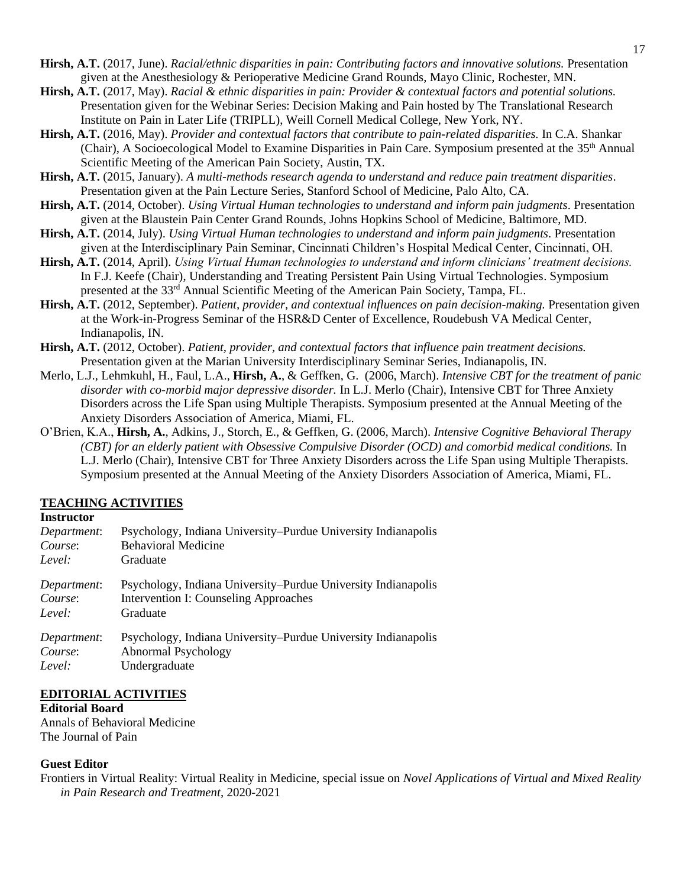**Hirsh, A.T.** (2017, June). *Racial/ethnic disparities in pain: Contributing factors and innovative solutions.* Presentation given at the Anesthesiology & Perioperative Medicine Grand Rounds, Mayo Clinic, Rochester, MN.

**Hirsh, A.T.** (2017, May). *Racial & ethnic disparities in pain: Provider & contextual factors and potential solutions.* Presentation given for the Webinar Series: Decision Making and Pain hosted by The Translational Research Institute on Pain in Later Life (TRIPLL), Weill Cornell Medical College, New York, NY.

**Hirsh, A.T.** (2016, May). *Provider and contextual factors that contribute to pain-related disparities.* In C.A. Shankar (Chair), A Socioecological Model to Examine Disparities in Pain Care. Symposium presented at the 35th Annual Scientific Meeting of the American Pain Society, Austin, TX.

**Hirsh, A.T.** (2015, January). *A multi-methods research agenda to understand and reduce pain treatment disparities*. Presentation given at the Pain Lecture Series, Stanford School of Medicine, Palo Alto, CA.

**Hirsh, A.T.** (2014, October). *Using Virtual Human technologies to understand and inform pain judgments*. Presentation given at the Blaustein Pain Center Grand Rounds, Johns Hopkins School of Medicine, Baltimore, MD.

**Hirsh, A.T.** (2014, July). *Using Virtual Human technologies to understand and inform pain judgments*. Presentation given at the Interdisciplinary Pain Seminar, Cincinnati Children's Hospital Medical Center, Cincinnati, OH.

**Hirsh, A.T.** (2014, April). *Using Virtual Human technologies to understand and inform clinicians' treatment decisions.* In F.J. Keefe (Chair), Understanding and Treating Persistent Pain Using Virtual Technologies. Symposium presented at the 33rd Annual Scientific Meeting of the American Pain Society, Tampa, FL.

**Hirsh, A.T.** (2012, September). *Patient, provider, and contextual influences on pain decision-making.* Presentation given at the Work-in-Progress Seminar of the HSR&D Center of Excellence, Roudebush VA Medical Center, Indianapolis, IN.

**Hirsh, A.T.** (2012, October). *Patient, provider, and contextual factors that influence pain treatment decisions.* Presentation given at the Marian University Interdisciplinary Seminar Series, Indianapolis, IN.

Merlo, L.J., Lehmkuhl, H., Faul, L.A., **Hirsh, A.**, & Geffken, G. (2006, March). *Intensive CBT for the treatment of panic disorder with co-morbid major depressive disorder.* In L.J. Merlo (Chair), Intensive CBT for Three Anxiety Disorders across the Life Span using Multiple Therapists. Symposium presented at the Annual Meeting of the Anxiety Disorders Association of America, Miami, FL.

O'Brien, K.A., **Hirsh, A.**, Adkins, J., Storch, E., & Geffken, G. (2006, March). *Intensive Cognitive Behavioral Therapy (CBT) for an elderly patient with Obsessive Compulsive Disorder (OCD) and comorbid medical conditions.* In L.J. Merlo (Chair), Intensive CBT for Three Anxiety Disorders across the Life Span using Multiple Therapists. Symposium presented at the Annual Meeting of the Anxiety Disorders Association of America, Miami, FL.

## TEACHING ACTIVITIES

**Instructor**

*Department*: Psychology, Indiana University–Purdue University Indianapolis
*Course*: Behavioral Medicine
*Level:* Graduate

*Department*: Psychology, Indiana University–Purdue University Indianapolis
*Course*: Intervention I: Counseling Approaches
*Level:* Graduate

*Department*: Psychology, Indiana University–Purdue University Indianapolis
*Course*: Abnormal Psychology
*Level:* Undergraduate

## EDITORIAL ACTIVITIES

**Editorial Board**

Annals of Behavioral Medicine
The Journal of Pain

**Guest Editor**

Frontiers in Virtual Reality: Virtual Reality in Medicine, special issue on *Novel Applications of Virtual and Mixed Reality in Pain Research and Treatment*, 2020-2021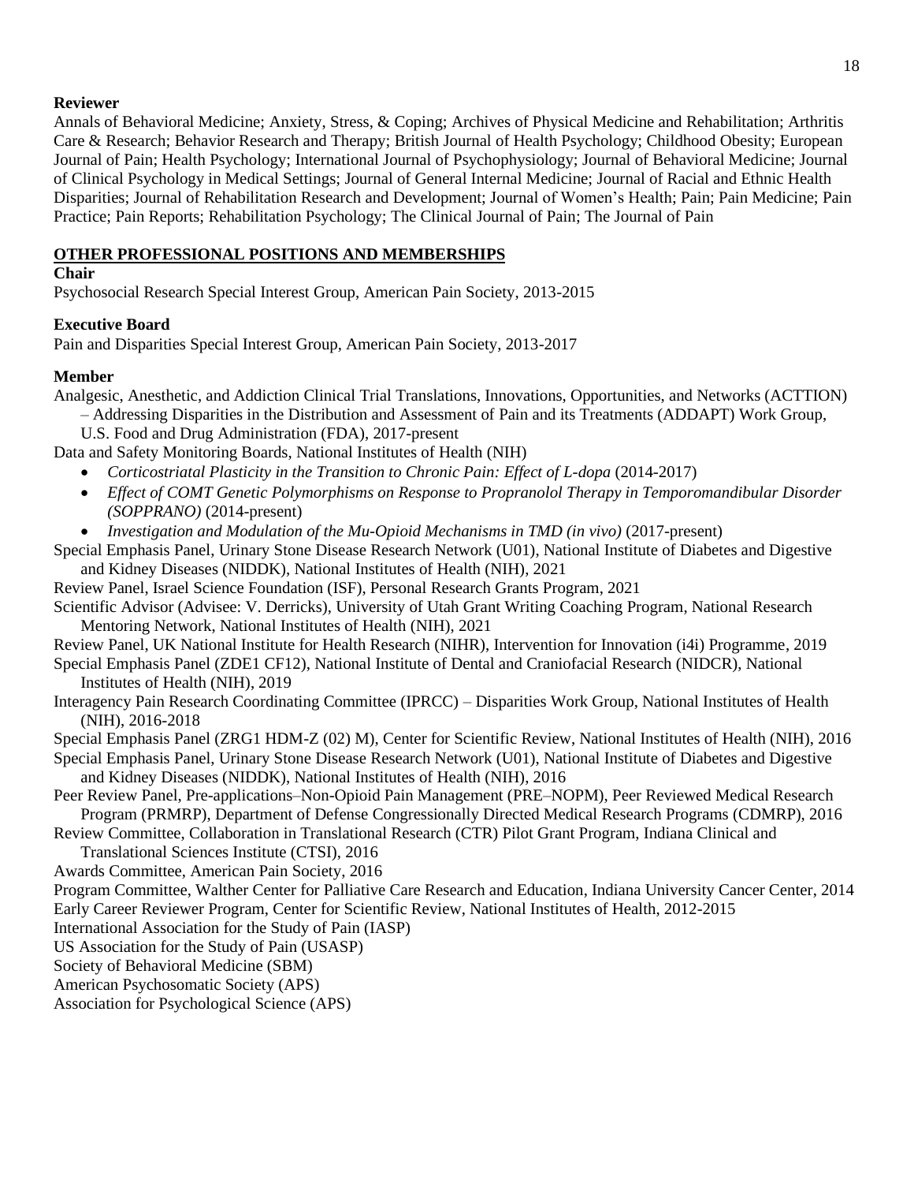**Reviewer**

Annals of Behavioral Medicine; Anxiety, Stress, & Coping; Archives of Physical Medicine and Rehabilitation; Arthritis Care & Research; Behavior Research and Therapy; British Journal of Health Psychology; Childhood Obesity; European Journal of Pain; Health Psychology; International Journal of Psychophysiology; Journal of Behavioral Medicine; Journal of Clinical Psychology in Medical Settings; Journal of General Internal Medicine; Journal of Racial and Ethnic Health Disparities; Journal of Rehabilitation Research and Development; Journal of Women's Health; Pain; Pain Medicine; Pain Practice; Pain Reports; Rehabilitation Psychology; The Clinical Journal of Pain; The Journal of Pain

## OTHER PROFESSIONAL POSITIONS AND MEMBERSHIPS

**Chair**

Psychosocial Research Special Interest Group, American Pain Society, 2013-2015

**Executive Board**

Pain and Disparities Special Interest Group, American Pain Society, 2013-2017

**Member**

Analgesic, Anesthetic, and Addiction Clinical Trial Translations, Innovations, Opportunities, and Networks (ACTTION) – Addressing Disparities in the Distribution and Assessment of Pain and its Treatments (ADDAPT) Work Group, U.S. Food and Drug Administration (FDA), 2017-present

Data and Safety Monitoring Boards, National Institutes of Health (NIH)

- *Corticostriatal Plasticity in the Transition to Chronic Pain: Effect of L-dopa* (2014-2017)
- *Effect of COMT Genetic Polymorphisms on Response to Propranolol Therapy in Temporomandibular Disorder (SOPPRANO)* (2014-present)
- *Investigation and Modulation of the Mu-Opioid Mechanisms in TMD (in vivo)* (2017-present)

Special Emphasis Panel, Urinary Stone Disease Research Network (U01), National Institute of Diabetes and Digestive and Kidney Diseases (NIDDK), National Institutes of Health (NIH), 2021

Review Panel, Israel Science Foundation (ISF), Personal Research Grants Program, 2021

Scientific Advisor (Advisee: V. Derricks), University of Utah Grant Writing Coaching Program, National Research Mentoring Network, National Institutes of Health (NIH), 2021

Review Panel, UK National Institute for Health Research (NIHR), Intervention for Innovation (i4i) Programme, 2019

Special Emphasis Panel (ZDE1 CF12), National Institute of Dental and Craniofacial Research (NIDCR), National Institutes of Health (NIH), 2019

Interagency Pain Research Coordinating Committee (IPRCC) – Disparities Work Group, National Institutes of Health (NIH), 2016-2018

Special Emphasis Panel (ZRG1 HDM-Z (02) M), Center for Scientific Review, National Institutes of Health (NIH), 2016

Special Emphasis Panel, Urinary Stone Disease Research Network (U01), National Institute of Diabetes and Digestive and Kidney Diseases (NIDDK), National Institutes of Health (NIH), 2016

Peer Review Panel, Pre-applications–Non-Opioid Pain Management (PRE–NOPM), Peer Reviewed Medical Research Program (PRMRP), Department of Defense Congressionally Directed Medical Research Programs (CDMRP), 2016

Review Committee, Collaboration in Translational Research (CTR) Pilot Grant Program, Indiana Clinical and Translational Sciences Institute (CTSI), 2016

Awards Committee, American Pain Society, 2016

Program Committee, Walther Center for Palliative Care Research and Education, Indiana University Cancer Center, 2014

Early Career Reviewer Program, Center for Scientific Review, National Institutes of Health, 2012-2015

International Association for the Study of Pain (IASP)

US Association for the Study of Pain (USASP)

Society of Behavioral Medicine (SBM)

American Psychosomatic Society (APS)

Association for Psychological Science (APS)